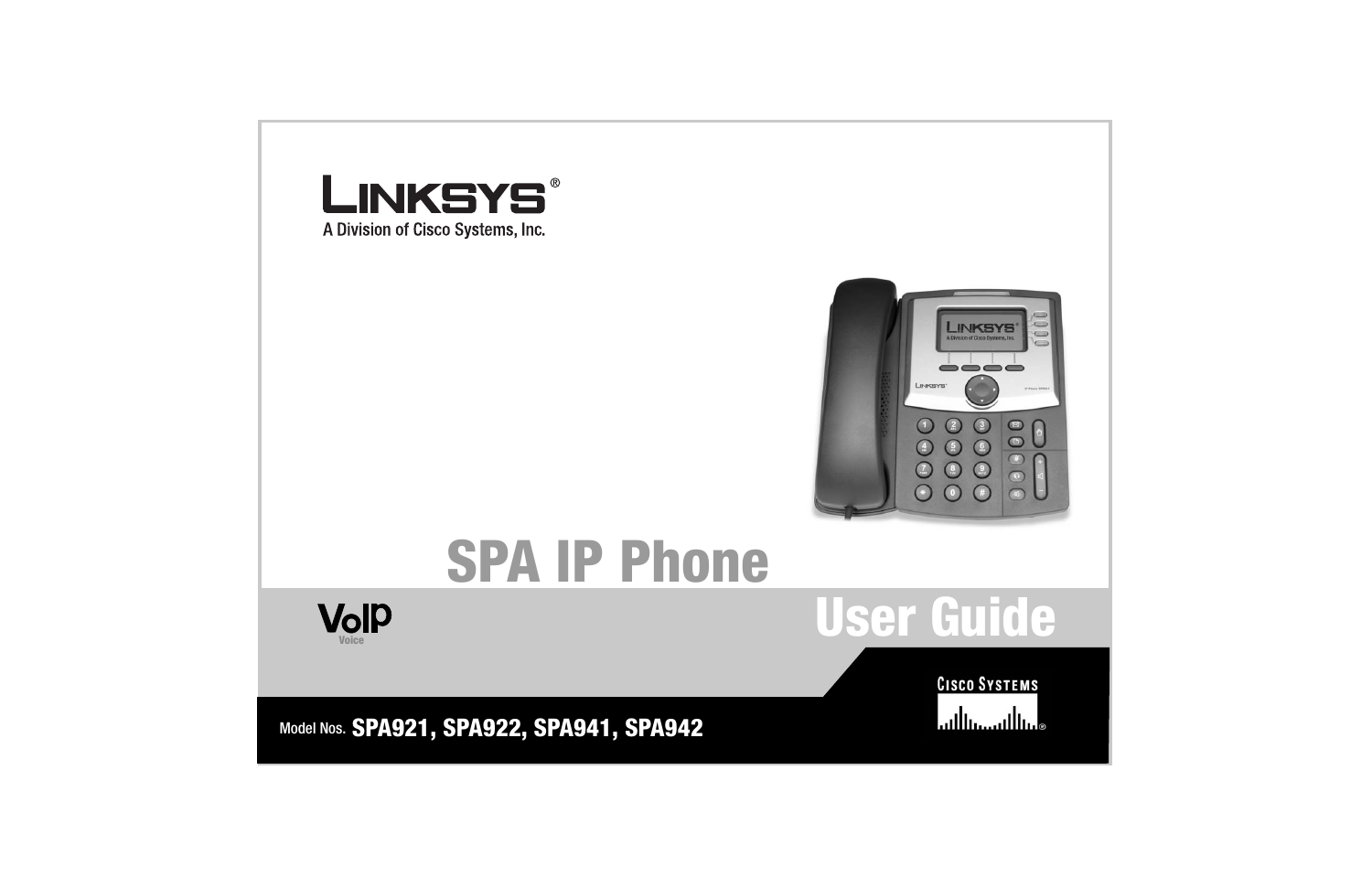LINKSYS®

A Division of Cisco Systems, Inc.

# SPA IP Phone

# User Guide

VoIP
Voice

CISCO SYSTEMS

Model Nos. **SPA921, SPA922, SPA941, SPA942**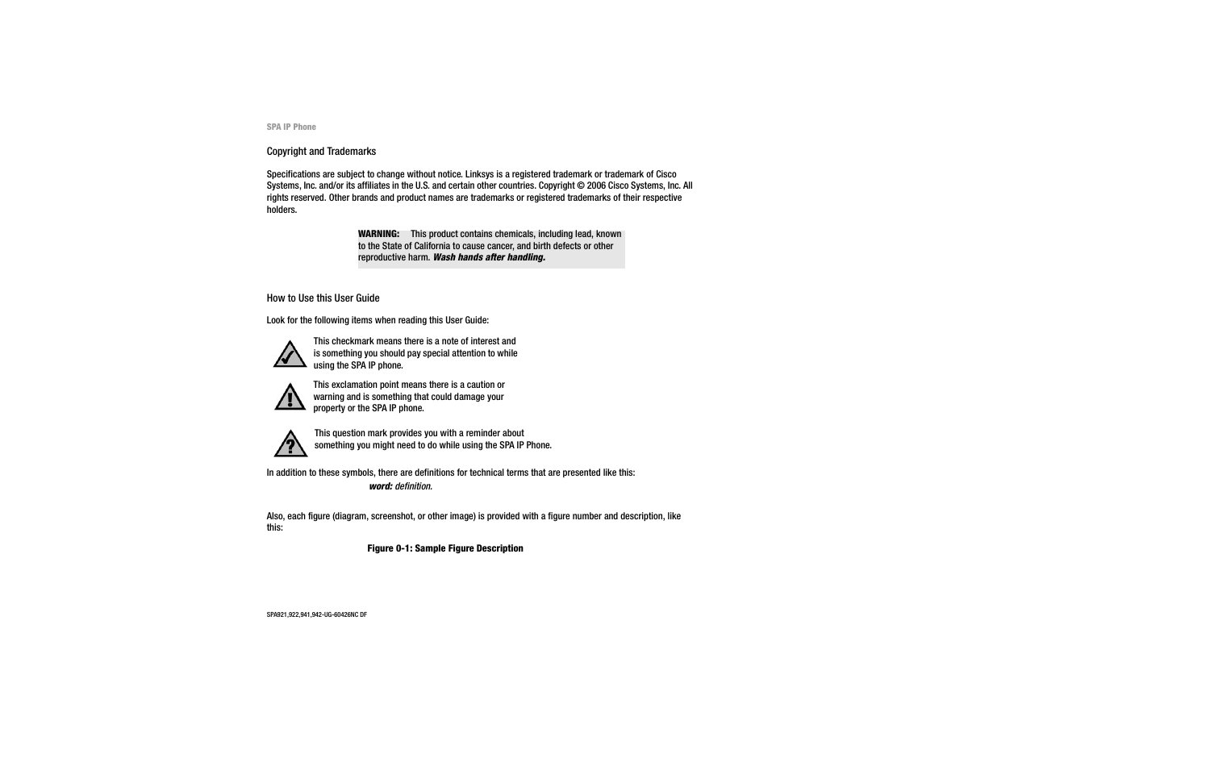## Copyright and Trademarks

Specifications are subject to change without notice. Linksys is a registered trademark or trademark of Cisco Systems, Inc. and/or its affiliates in the U.S. and certain other countries. Copyright © 2006 Cisco Systems, Inc. All rights reserved. Other brands and product names are trademarks or registered trademarks of their respective holders.

> **WARNING:** This product contains chemicals, including lead, known to the State of California to cause cancer, and birth defects or other reproductive harm. ***Wash hands after handling.***

## How to Use this User Guide

Look for the following items when reading this User Guide:

This checkmark means there is a note of interest and is something you should pay special attention to while using the SPA IP phone.

This exclamation point means there is a caution or warning and is something that could damage your property or the SPA IP phone.

This question mark provides you with a reminder about something you might need to do while using the SPA IP Phone.

In addition to these symbols, there are definitions for technical terms that are presented like this:

***word:*** *definition.*

Also, each figure (diagram, screenshot, or other image) is provided with a figure number and description, like this:

**Figure 0-1: Sample Figure Description**

SPA921,922,941,942-UG-60426NC DF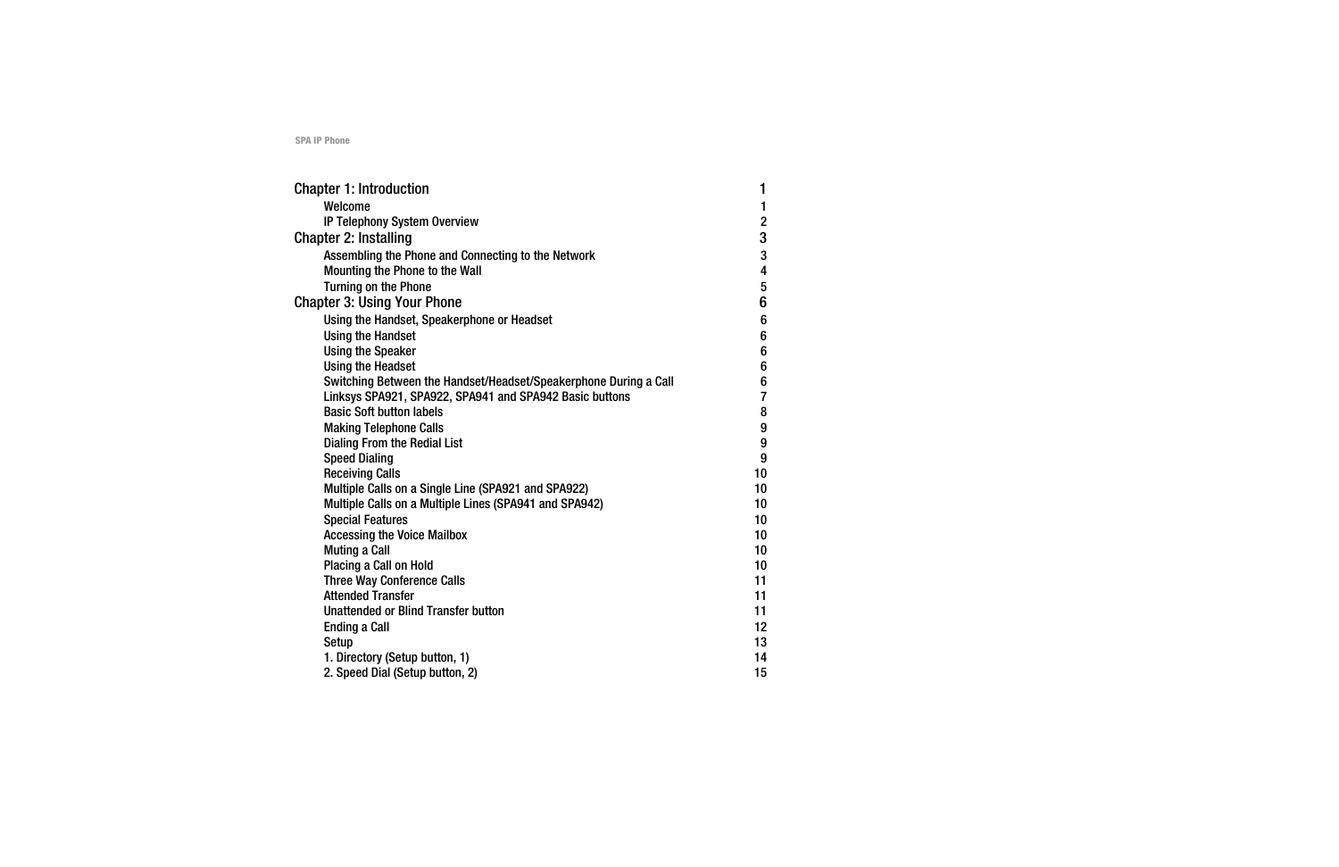| | |
|---|---|
| **Chapter 1: Introduction** | **1** |
| Welcome | 1 |
| IP Telephony System Overview | 2 |
| **Chapter 2: Installing** | **3** |
| Assembling the Phone and Connecting to the Network | 3 |
| Mounting the Phone to the Wall | 4 |
| Turning on the Phone | 5 |
| **Chapter 3: Using Your Phone** | **6** |
| Using the Handset, Speakerphone or Headset | 6 |
| Using the Handset | 6 |
| Using the Speaker | 6 |
| Using the Headset | 6 |
| Switching Between the Handset/Headset/Speakerphone During a Call | 6 |
| Linksys SPA921, SPA922, SPA941 and SPA942 Basic buttons | 7 |
| Basic Soft button labels | 8 |
| Making Telephone Calls | 9 |
| Dialing From the Redial List | 9 |
| Speed Dialing | 9 |
| Receiving Calls | 10 |
| Multiple Calls on a Single Line (SPA921 and SPA922) | 10 |
| Multiple Calls on a Multiple Lines (SPA941 and SPA942) | 10 |
| Special Features | 10 |
| Accessing the Voice Mailbox | 10 |
| Muting a Call | 10 |
| Placing a Call on Hold | 10 |
| Three Way Conference Calls | 11 |
| Attended Transfer | 11 |
| Unattended or Blind Transfer button | 11 |
| Ending a Call | 12 |
| Setup | 13 |
| 1. Directory (Setup button, 1) | 14 |
| 2. Speed Dial (Setup button, 2) | 15 |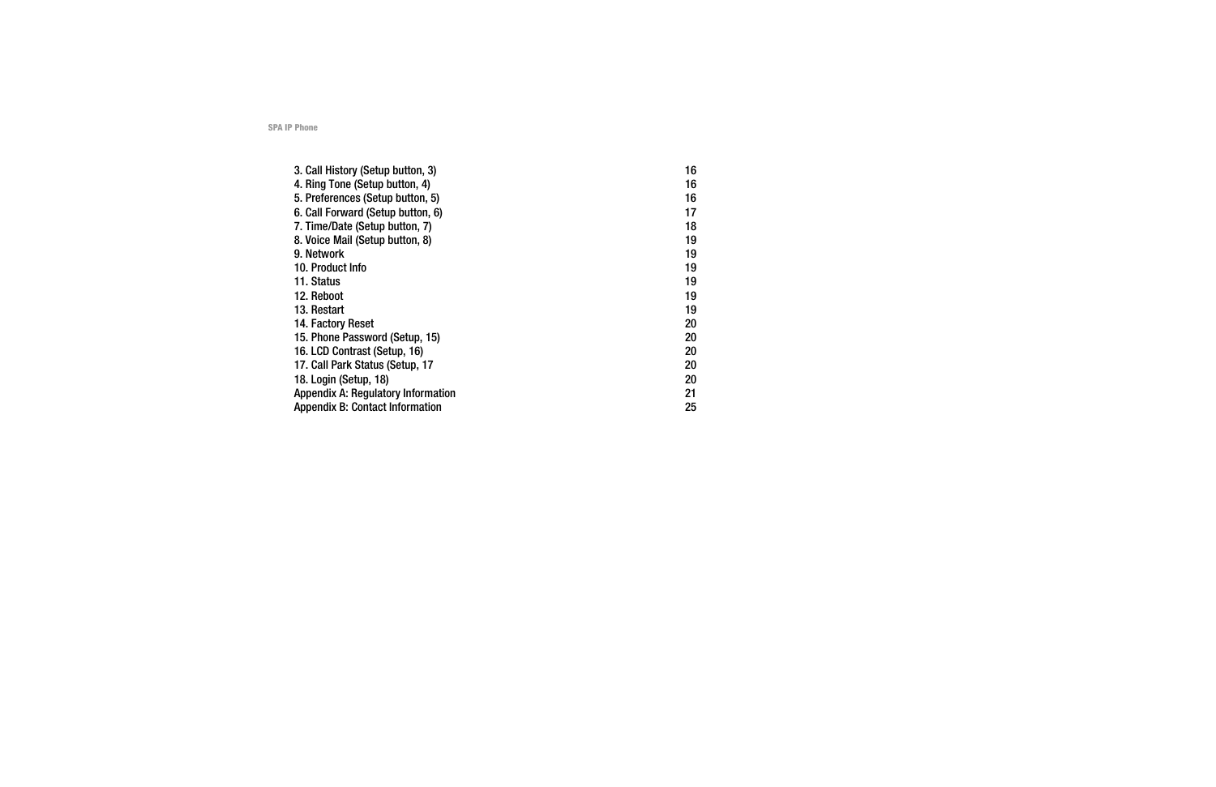3. Call History (Setup button, 3) 16
4. Ring Tone (Setup button, 4) 16
5. Preferences (Setup button, 5) 16
6. Call Forward (Setup button, 6) 17
7. Time/Date (Setup button, 7) 18
8. Voice Mail (Setup button, 8) 19
9. Network 19
10. Product Info 19
11. Status 19
12. Reboot 19
13. Restart 19
14. Factory Reset 20
15. Phone Password (Setup, 15) 20
16. LCD Contrast (Setup, 16) 20
17. Call Park Status (Setup, 17 20
18. Login (Setup, 18) 20
Appendix A: Regulatory Information 21
Appendix B: Contact Information 25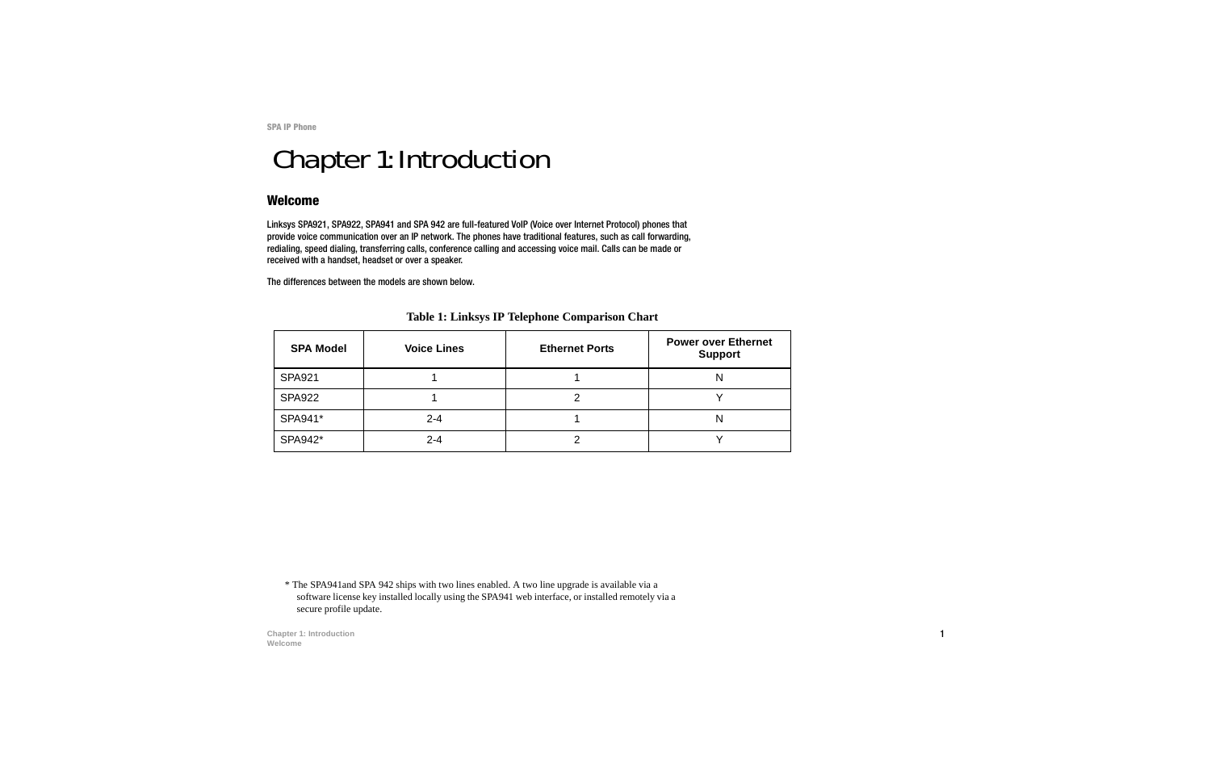# Chapter 1: Introduction

## Welcome

Linksys SPA921, SPA922, SPA941 and SPA 942 are full-featured VoIP (Voice over Internet Protocol) phones that provide voice communication over an IP network. The phones have traditional features, such as call forwarding, redialing, speed dialing, transferring calls, conference calling and accessing voice mail. Calls can be made or received with a handset, headset or over a speaker.

The differences between the models are shown below.

**Table 1: Linksys IP Telephone Comparison Chart**

| SPA Model | Voice Lines | Ethernet Ports | Power over Ethernet Support |
| --- | --- | --- | --- |
| SPA921 | 1 | 1 | N |
| SPA922 | 1 | 2 | Y |
| SPA941* | 2-4 | 1 | N |
| SPA942* | 2-4 | 2 | Y |

* The SPA941and SPA 942 ships with two lines enabled. A two line upgrade is available via a software license key installed locally using the SPA941 web interface, or installed remotely via a secure profile update.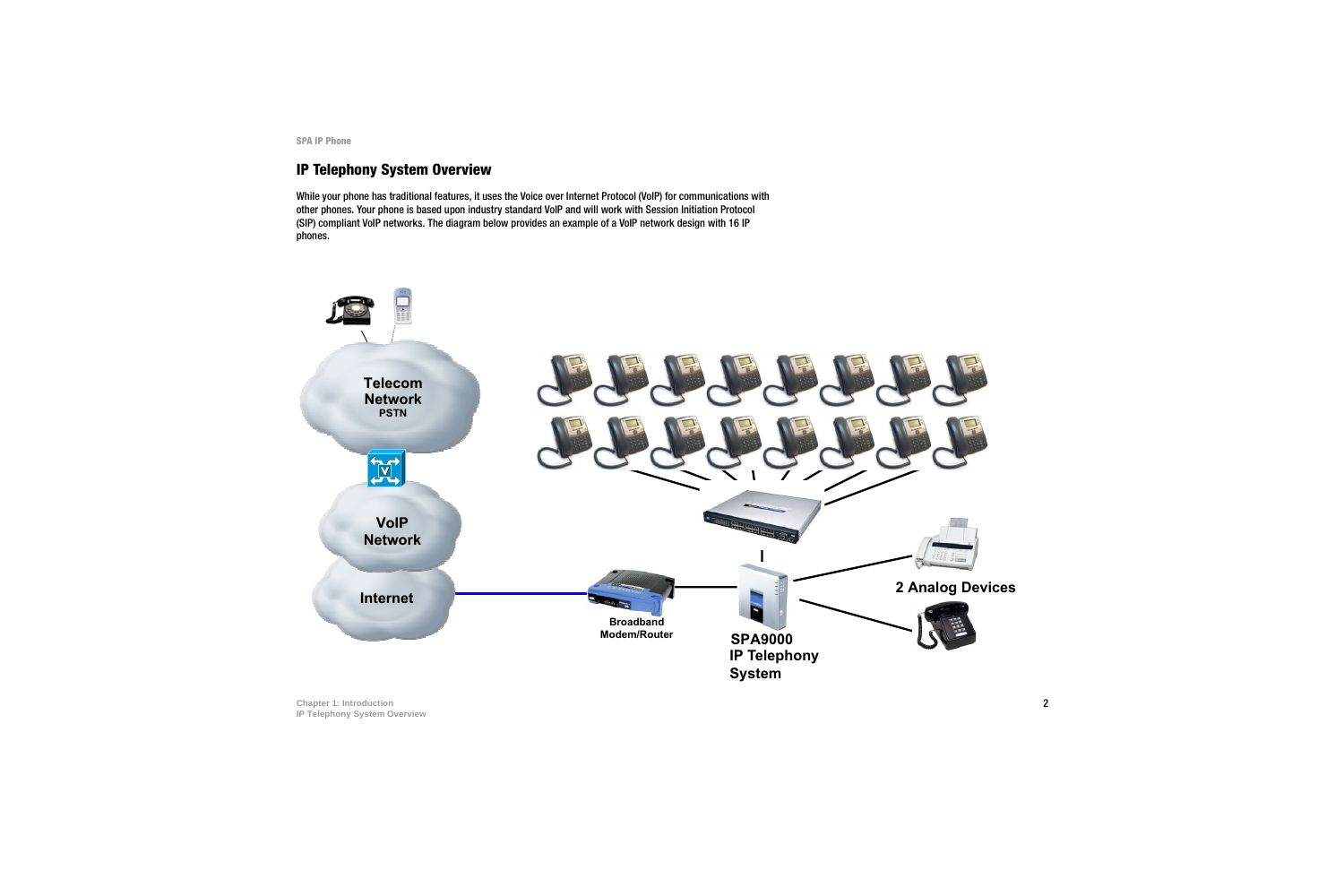## IP Telephony System Overview

While your phone has traditional features, it uses the Voice over Internet Protocol (VoIP) for communications with other phones. Your phone is based upon industry standard VoIP and will work with Session Initiation Protocol (SIP) compliant VoIP networks. The diagram below provides an example of a VoIP network design with 16 IP phones.

Telecom Network PSTN

VoIP Network

Internet

Broadband Modem/Router

SPA9000 IP Telephony System

2 Analog Devices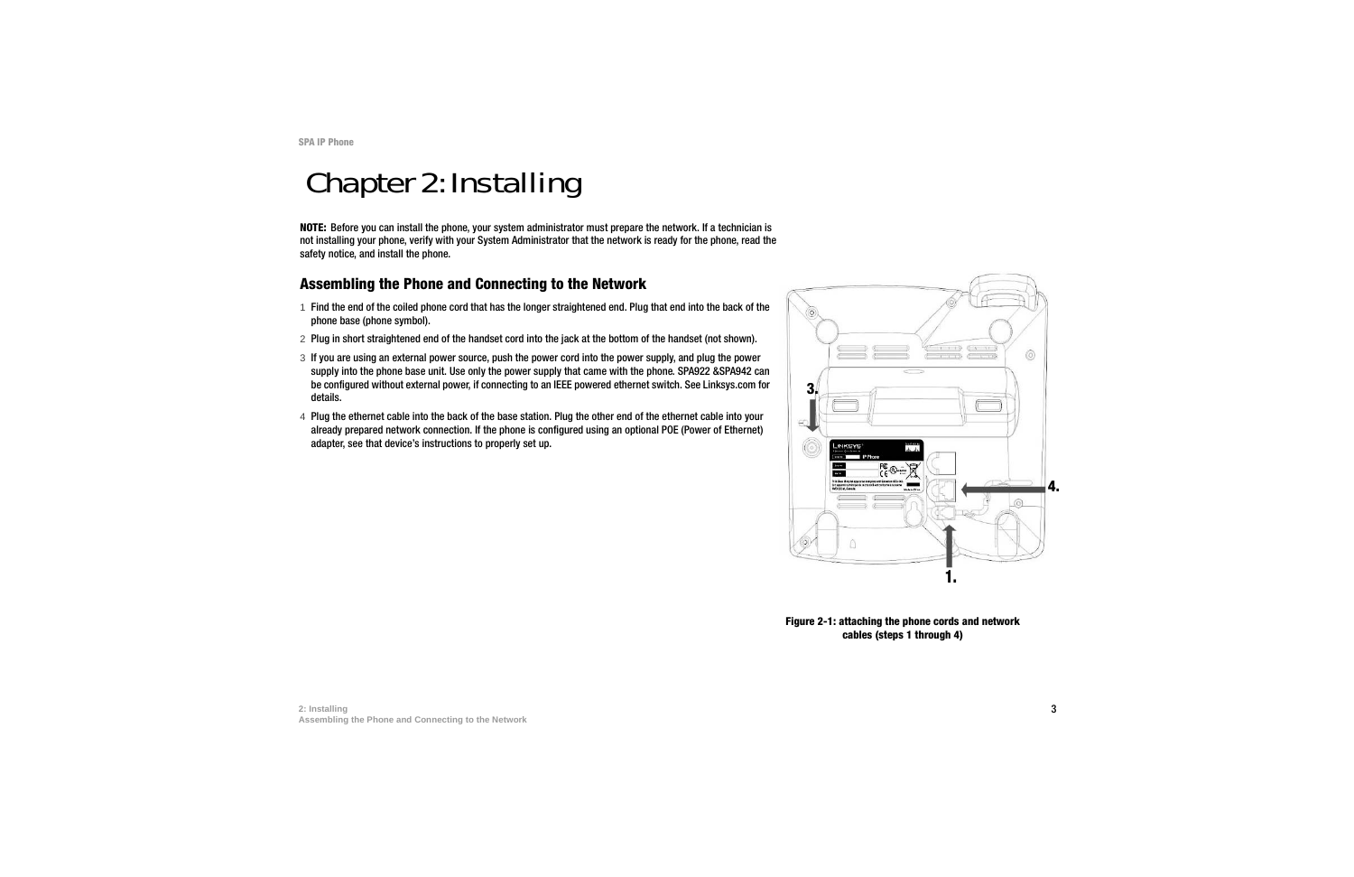# Chapter 2: Installing

**NOTE:** Before you can install the phone, your system administrator must prepare the network. If a technician is not installing your phone, verify with your System Administrator that the network is ready for the phone, read the safety notice, and install the phone.

## Assembling the Phone and Connecting to the Network

1. Find the end of the coiled phone cord that has the longer straightened end. Plug that end into the back of the phone base (phone symbol).
2. Plug in short straightened end of the handset cord into the jack at the bottom of the handset (not shown).
3. If you are using an external power source, push the power cord into the power supply, and plug the power supply into the phone base unit. Use only the power supply that came with the phone. SPA922 &SPA942 can be configured without external power, if connecting to an IEEE powered ethernet switch. See Linksys.com for details.
4. Plug the ethernet cable into the back of the base station. Plug the other end of the ethernet cable into your already prepared network connection. If the phone is configured using an optional POE (Power of Ethernet) adapter, see that device's instructions to properly set up.

**Figure 2-1: attaching the phone cords and network cables (steps 1 through 4)**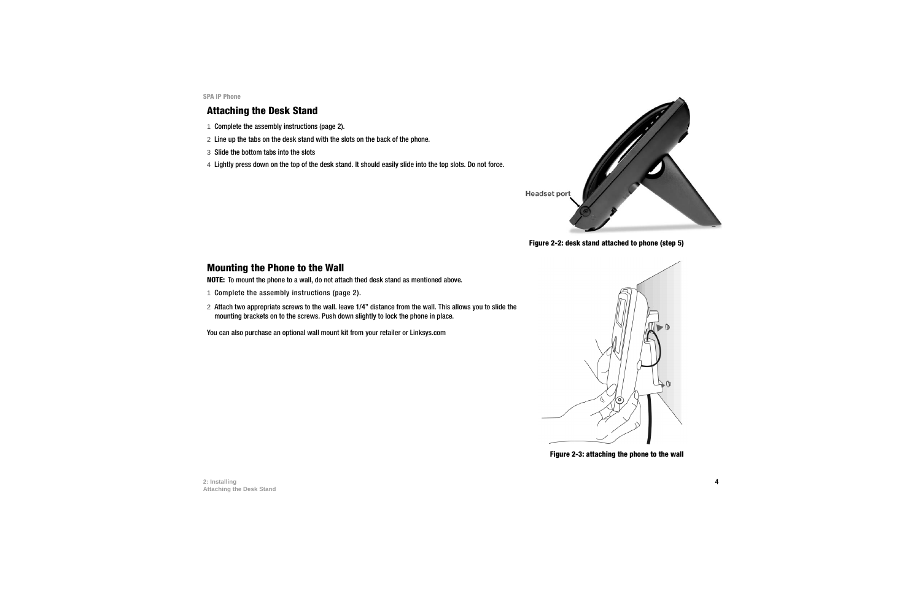## Attaching the Desk Stand

1. Complete the assembly instructions (page 2).
2. Line up the tabs on the desk stand with the slots on the back of the phone.
3. Slide the bottom tabs into the slots
4. Lightly press down on the top of the desk stand. It should easily slide into the top slots. Do not force.

Headset port

**Figure 2-2: desk stand attached to phone (step 5)**

## Mounting the Phone to the Wall

**NOTE:** To mount the phone to a wall, do not attach thed desk stand as mentioned above.

1. Complete the assembly instructions (page 2).
2. Attach two appropriate screws to the wall. leave 1/4" distance from the wall. This allows you to slide the mounting brackets on to the screws. Push down slightly to lock the phone in place.

You can also purchase an optional wall mount kit from your retailer or Linksys.com

**Figure 2-3: attaching the phone to the wall**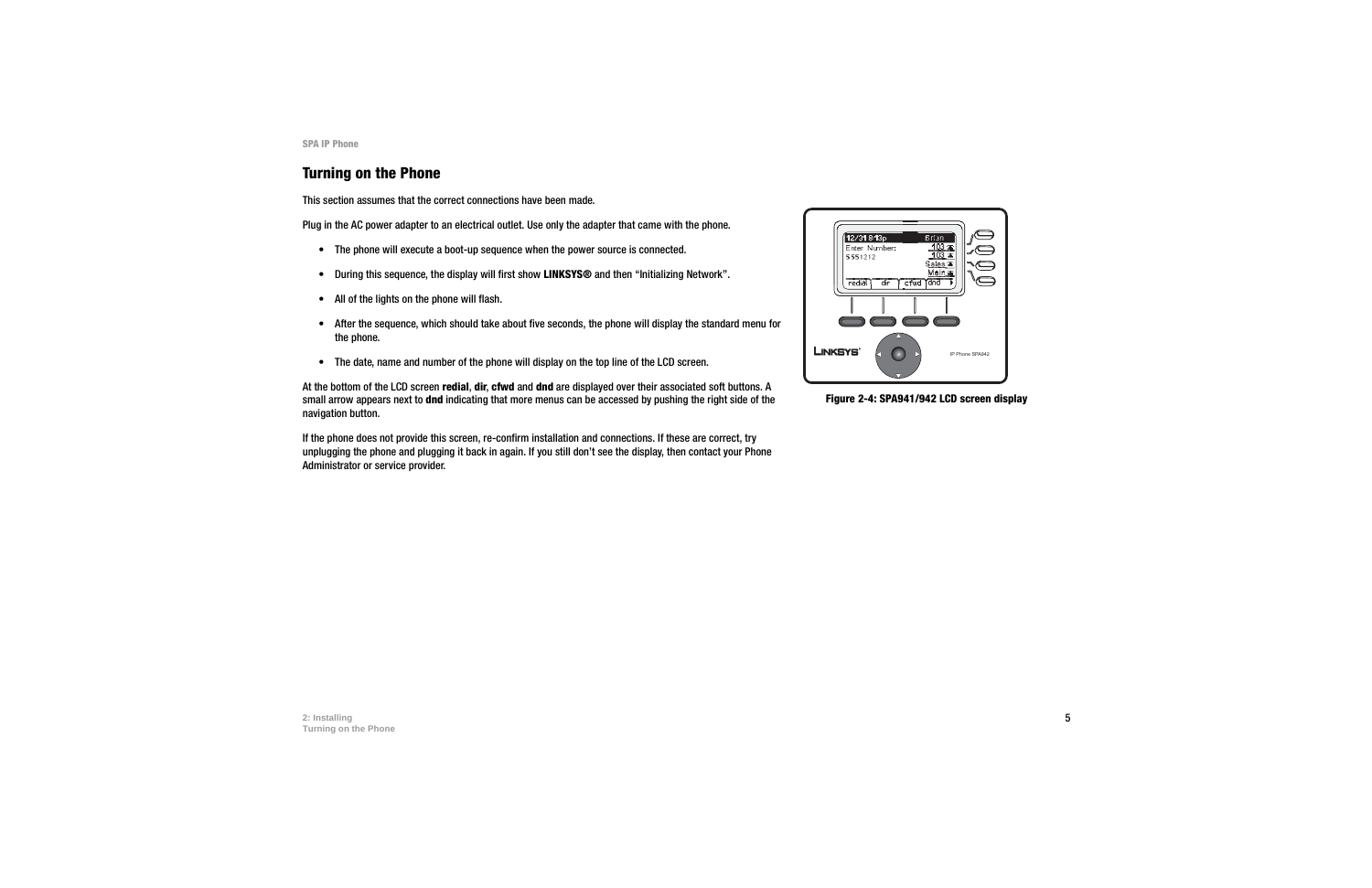## Turning on the Phone

This section assumes that the correct connections have been made.

Plug in the AC power adapter to an electrical outlet. Use only the adapter that came with the phone.

- The phone will execute a boot-up sequence when the power source is connected.
- During this sequence, the display will first show **LINKSYS®** and then "Initializing Network".
- All of the lights on the phone will flash.
- After the sequence, which should take about five seconds, the phone will display the standard menu for the phone.
- The date, name and number of the phone will display on the top line of the LCD screen.

At the bottom of the LCD screen **redial**, **dir**, **cfwd** and **dnd** are displayed over their associated soft buttons. A small arrow appears next to **dnd** indicating that more menus can be accessed by pushing the right side of the navigation button.

If the phone does not provide this screen, re-confirm installation and connections. If these are correct, try unplugging the phone and plugging it back in again. If you still don't see the display, then contact your Phone Administrator or service provider.

**Figure 2-4: SPA941/942 LCD screen display**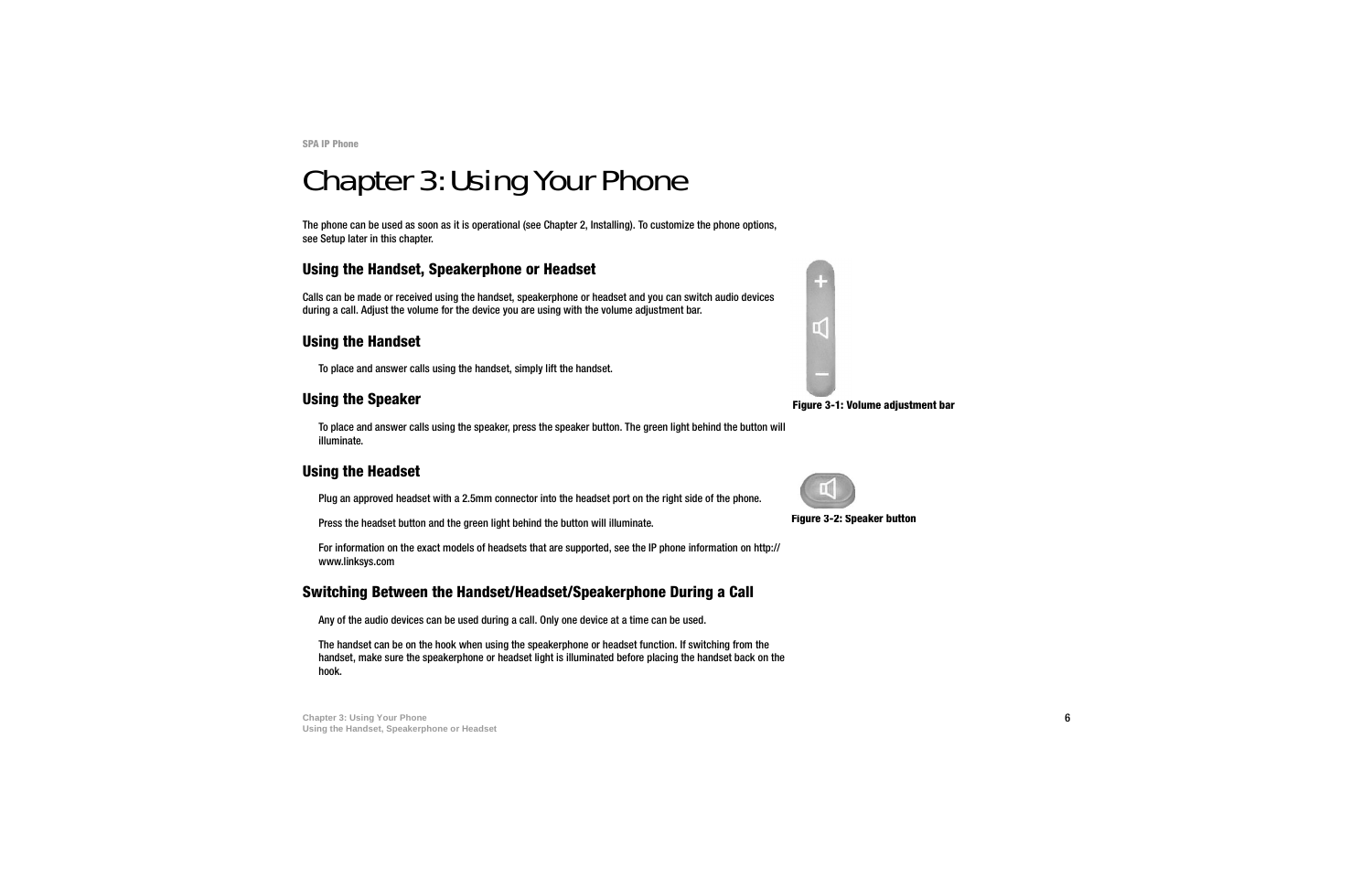# Chapter 3: Using Your Phone

The phone can be used as soon as it is operational (see Chapter 2, Installing). To customize the phone options, see Setup later in this chapter.

## Using the Handset, Speakerphone or Headset

Calls can be made or received using the handset, speakerphone or headset and you can switch audio devices during a call. Adjust the volume for the device you are using with the volume adjustment bar.

Figure 3-1: Volume adjustment bar

### Using the Handset

To place and answer calls using the handset, simply lift the handset.

### Using the Speaker

To place and answer calls using the speaker, press the speaker button. The green light behind the button will illuminate.

Figure 3-2: Speaker button

### Using the Headset

Plug an approved headset with a 2.5mm connector into the headset port on the right side of the phone.

Press the headset button and the green light behind the button will illuminate.

For information on the exact models of headsets that are supported, see the IP phone information on http://www.linksys.com

### Switching Between the Handset/Headset/Speakerphone During a Call

Any of the audio devices can be used during a call. Only one device at a time can be used.

The handset can be on the hook when using the speakerphone or headset function. If switching from the handset, make sure the speakerphone or headset light is illuminated before placing the handset back on the hook.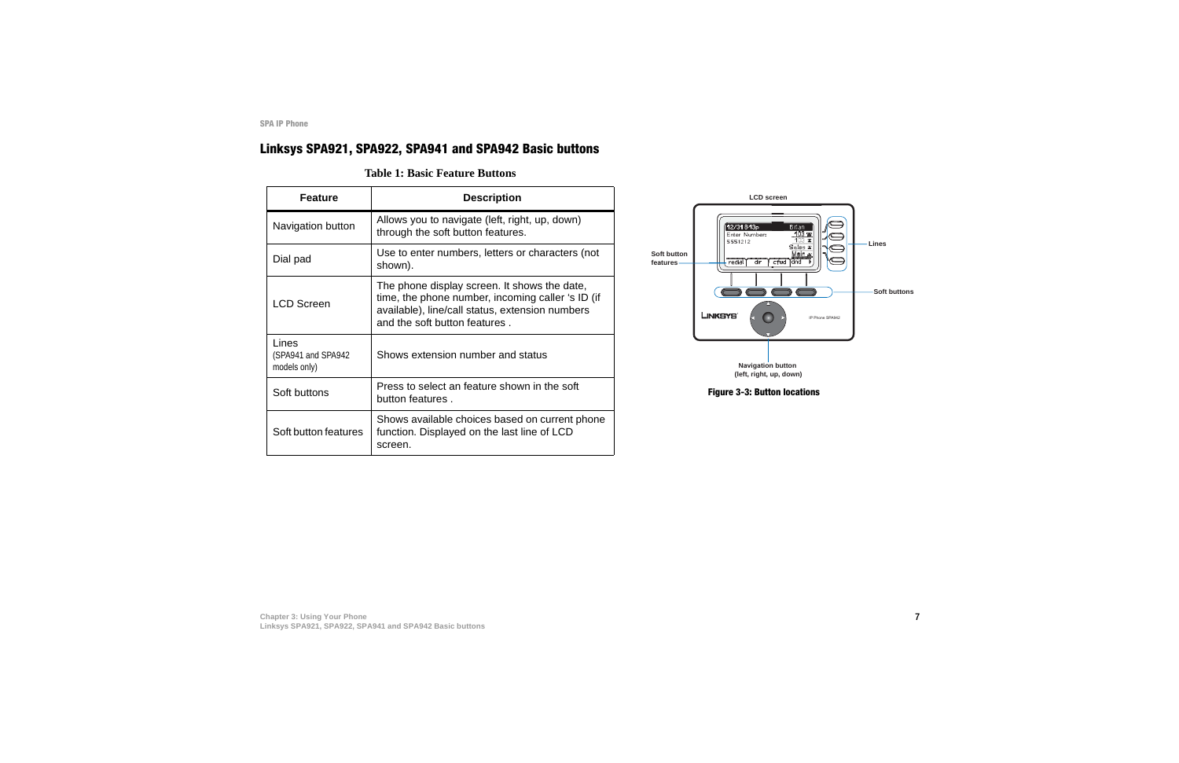## Linksys SPA921, SPA922, SPA941 and SPA942 Basic buttons

**Table 1: Basic Feature Buttons**

| Feature | Description |
|---|---|
| Navigation button | Allows you to navigate (left, right, up, down) through the soft button features. |
| Dial pad | Use to enter numbers, letters or characters (not shown). |
| LCD Screen | The phone display screen. It shows the date, time, the phone number, incoming caller 's ID (if available), line/call status, extension numbers and the soft button features . |
| Lines (SPA941 and SPA942 models only) | Shows extension number and status |
| Soft buttons | Press to select an feature shown in the soft button features . |
| Soft button features | Shows available choices based on current phone function. Displayed on the last line of LCD screen. |

**Figure 3-3: Button locations**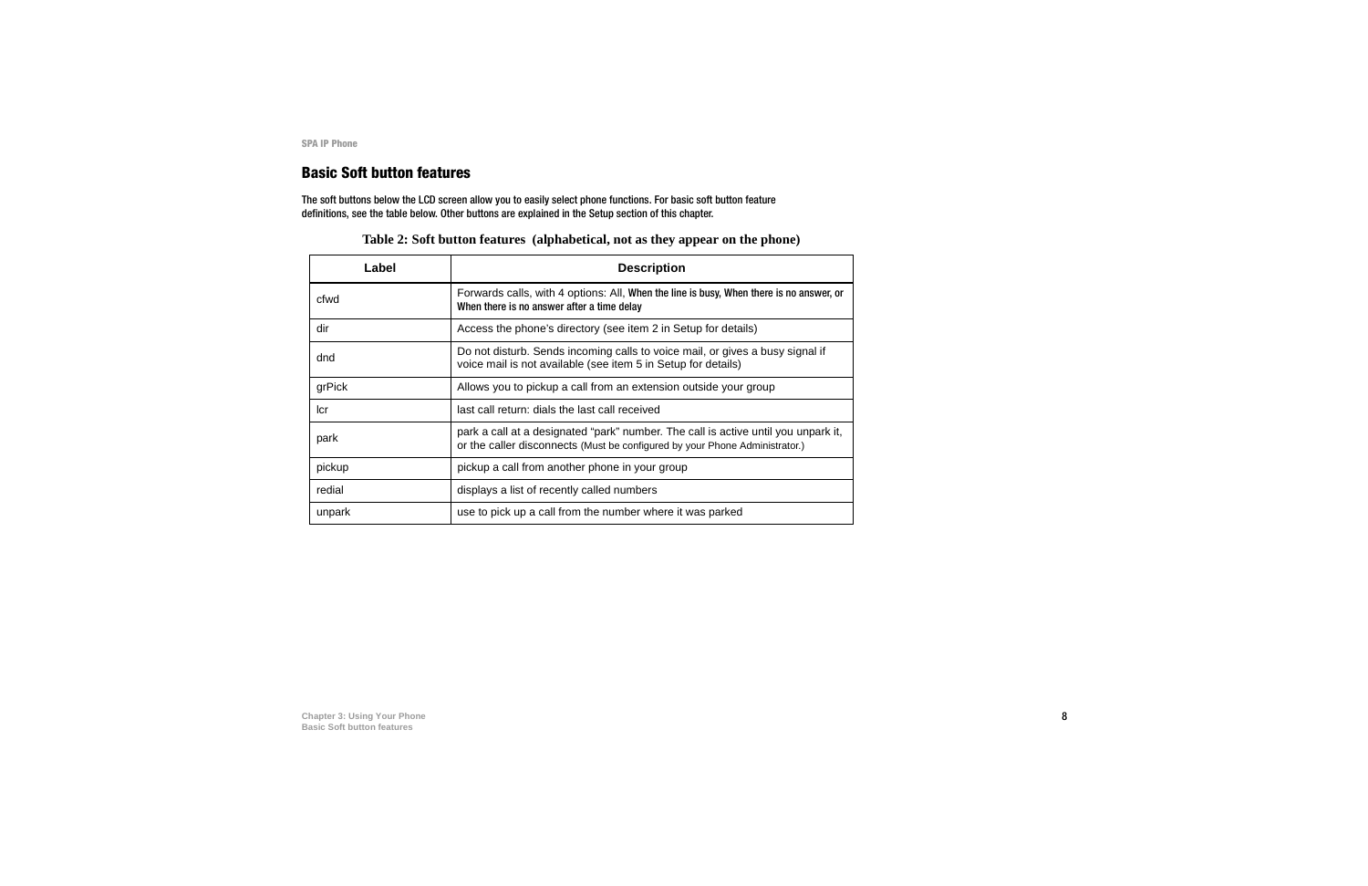## Basic Soft button features

The soft buttons below the LCD screen allow you to easily select phone functions. For basic soft button feature definitions, see the table below. Other buttons are explained in the Setup section of this chapter.

**Table 2: Soft button features (alphabetical, not as they appear on the phone)**

| Label | Description |
| --- | --- |
| cfwd | Forwards calls, with 4 options: All, When the line is busy, When there is no answer, or When there is no answer after a time delay |
| dir | Access the phone's directory (see item 2 in Setup for details) |
| dnd | Do not disturb. Sends incoming calls to voice mail, or gives a busy signal if voice mail is not available (see item 5 in Setup for details) |
| grPick | Allows you to pickup a call from an extension outside your group |
| lcr | last call return: dials the last call received |
| park | park a call at a designated "park" number. The call is active until you unpark it, or the caller disconnects (Must be configured by your Phone Administrator.) |
| pickup | pickup a call from another phone in your group |
| redial | displays a list of recently called numbers |
| unpark | use to pick up a call from the number where it was parked |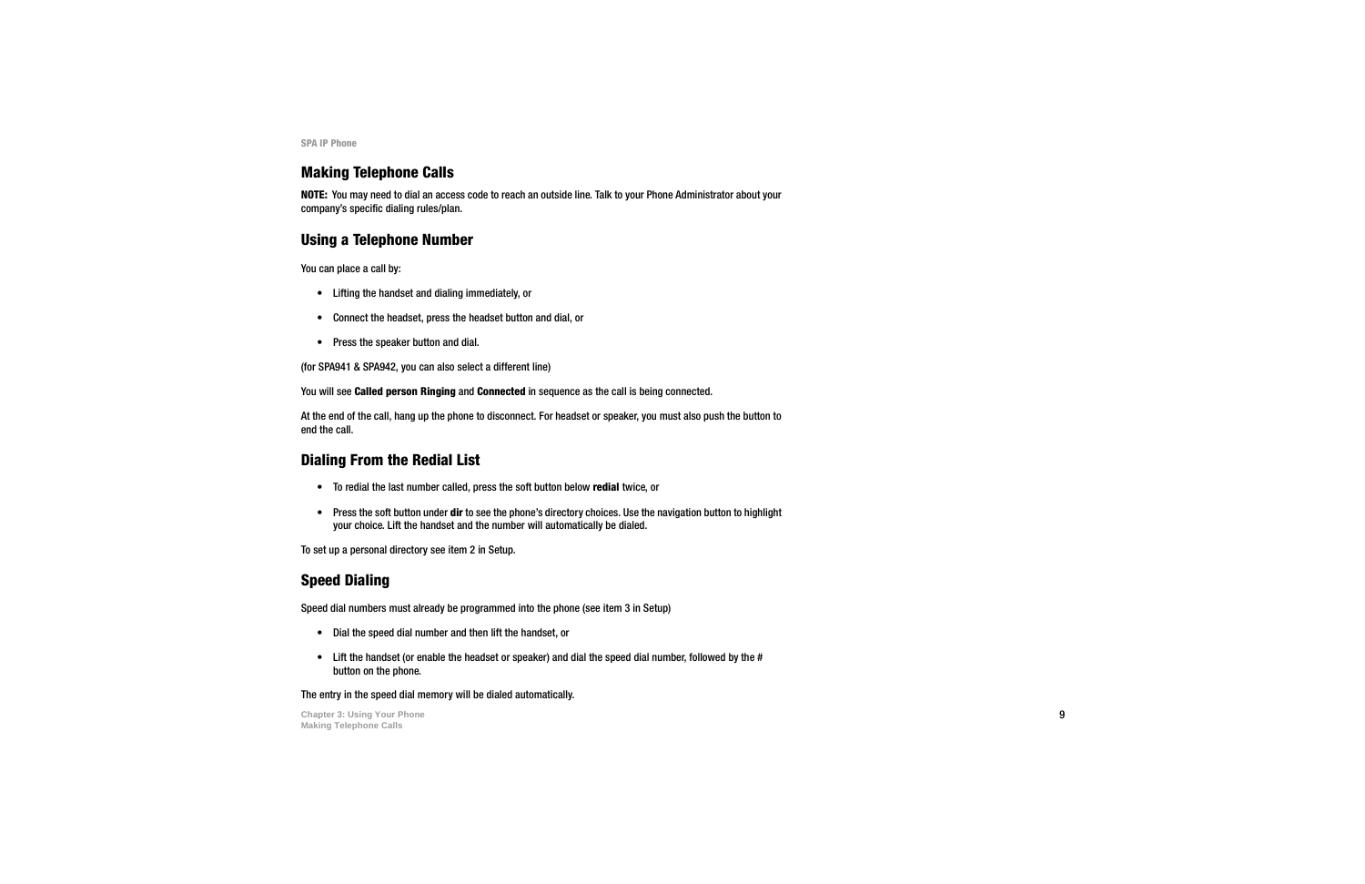## Making Telephone Calls

**NOTE:** You may need to dial an access code to reach an outside line. Talk to your Phone Administrator about your company's specific dialing rules/plan.

## Using a Telephone Number

You can place a call by:

- Lifting the handset and dialing immediately, or
- Connect the headset, press the headset button and dial, or
- Press the speaker button and dial.

(for SPA941 & SPA942, you can also select a different line)

You will see **Called person Ringing** and **Connected** in sequence as the call is being connected.

At the end of the call, hang up the phone to disconnect. For headset or speaker, you must also push the button to end the call.

## Dialing From the Redial List

- To redial the last number called, press the soft button below **redial** twice, or
- Press the soft button under **dir** to see the phone's directory choices. Use the navigation button to highlight your choice. Lift the handset and the number will automatically be dialed.

To set up a personal directory see item 2 in Setup.

## Speed Dialing

Speed dial numbers must already be programmed into the phone (see item 3 in Setup)

- Dial the speed dial number and then lift the handset, or
- Lift the handset (or enable the headset or speaker) and dial the speed dial number, followed by the # button on the phone.

The entry in the speed dial memory will be dialed automatically.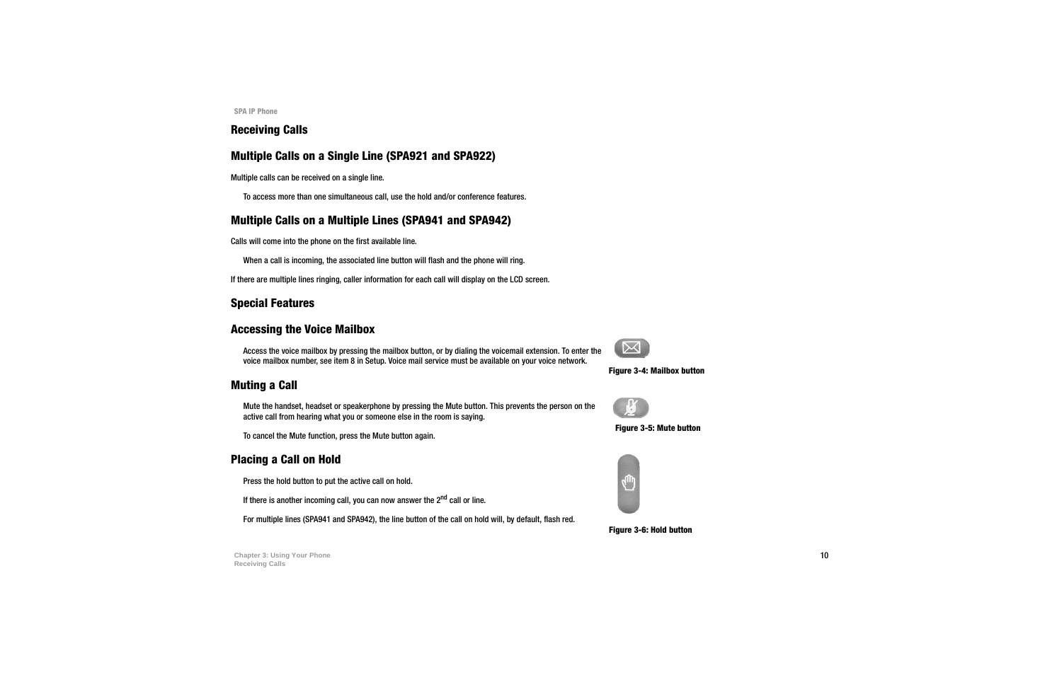## Receiving Calls

### Multiple Calls on a Single Line (SPA921 and SPA922)

Multiple calls can be received on a single line.

To access more than one simultaneous call, use the hold and/or conference features.

### Multiple Calls on a Multiple Lines (SPA941 and SPA942)

Calls will come into the phone on the first available line.

When a call is incoming, the associated line button will flash and the phone will ring.

If there are multiple lines ringing, caller information for each call will display on the LCD screen.

## Special Features

### Accessing the Voice Mailbox

Access the voice mailbox by pressing the mailbox button, or by dialing the voicemail extension. To enter the voice mailbox number, see item 8 in Setup. Voice mail service must be available on your voice network.

**Figure 3-4: Mailbox button**

### Muting a Call

Mute the handset, headset or speakerphone by pressing the Mute button. This prevents the person on the active call from hearing what you or someone else in the room is saying.

To cancel the Mute function, press the Mute button again.

**Figure 3-5: Mute button**

### Placing a Call on Hold

Press the hold button to put the active call on hold.

If there is another incoming call, you can now answer the 2nd call or line.

For multiple lines (SPA941 and SPA942), the line button of the call on hold will, by default, flash red.

**Figure 3-6: Hold button**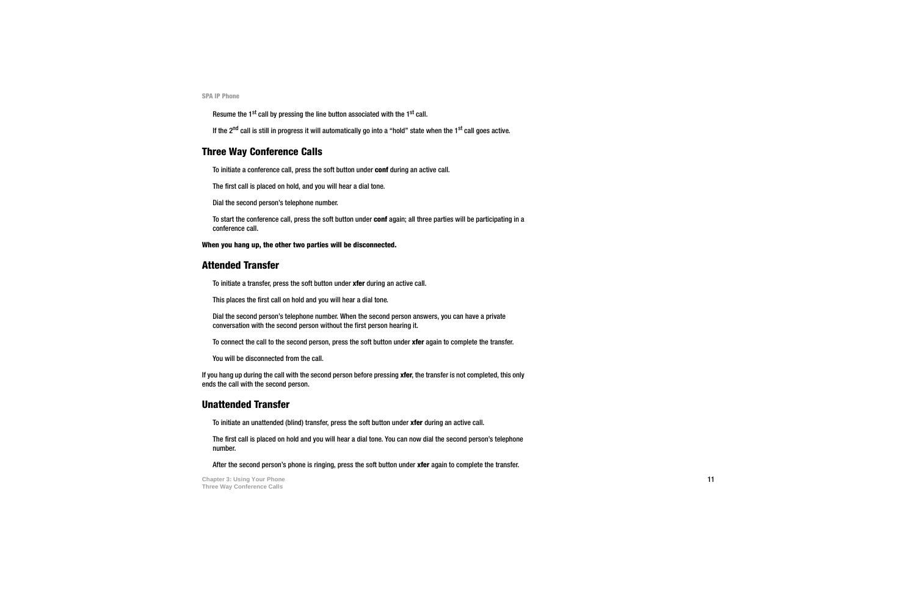Resume the 1st call by pressing the line button associated with the 1st call.

If the 2nd call is still in progress it will automatically go into a "hold" state when the 1st call goes active.

## Three Way Conference Calls

To initiate a conference call, press the soft button under **conf** during an active call.

The first call is placed on hold, and you will hear a dial tone.

Dial the second person's telephone number.

To start the conference call, press the soft button under **conf** again; all three parties will be participating in a conference call.

**When you hang up, the other two parties will be disconnected.**

## Attended Transfer

To initiate a transfer, press the soft button under **xfer** during an active call.

This places the first call on hold and you will hear a dial tone.

Dial the second person's telephone number. When the second person answers, you can have a private conversation with the second person without the first person hearing it.

To connect the call to the second person, press the soft button under **xfer** again to complete the transfer.

You will be disconnected from the call.

If you hang up during the call with the second person before pressing **xfer**, the transfer is not completed, this only ends the call with the second person.

## Unattended Transfer

To initiate an unattended (blind) transfer, press the soft button under **xfer** during an active call.

The first call is placed on hold and you will hear a dial tone. You can now dial the second person's telephone number.

After the second person's phone is ringing, press the soft button under **xfer** again to complete the transfer.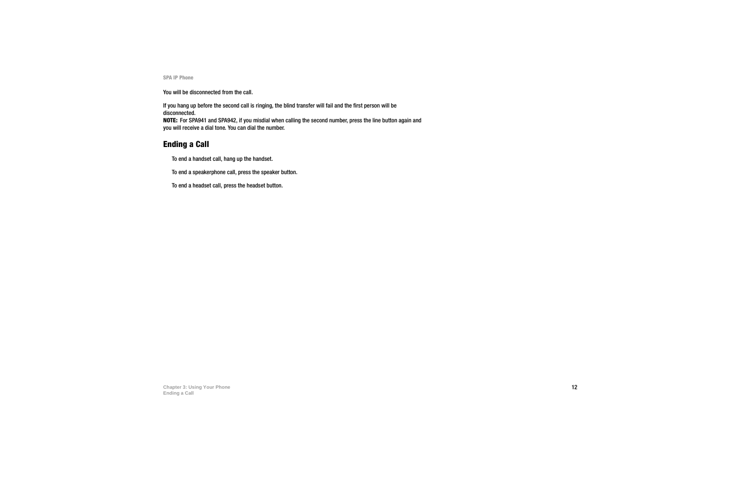You will be disconnected from the call.

If you hang up before the second call is ringing, the blind transfer will fail and the first person will be disconnected.
**NOTE:** For SPA941 and SPA942, if you misdial when calling the second number, press the line button again and you will receive a dial tone. You can dial the number.

## Ending a Call

To end a handset call, hang up the handset.

To end a speakerphone call, press the speaker button.

To end a headset call, press the headset button.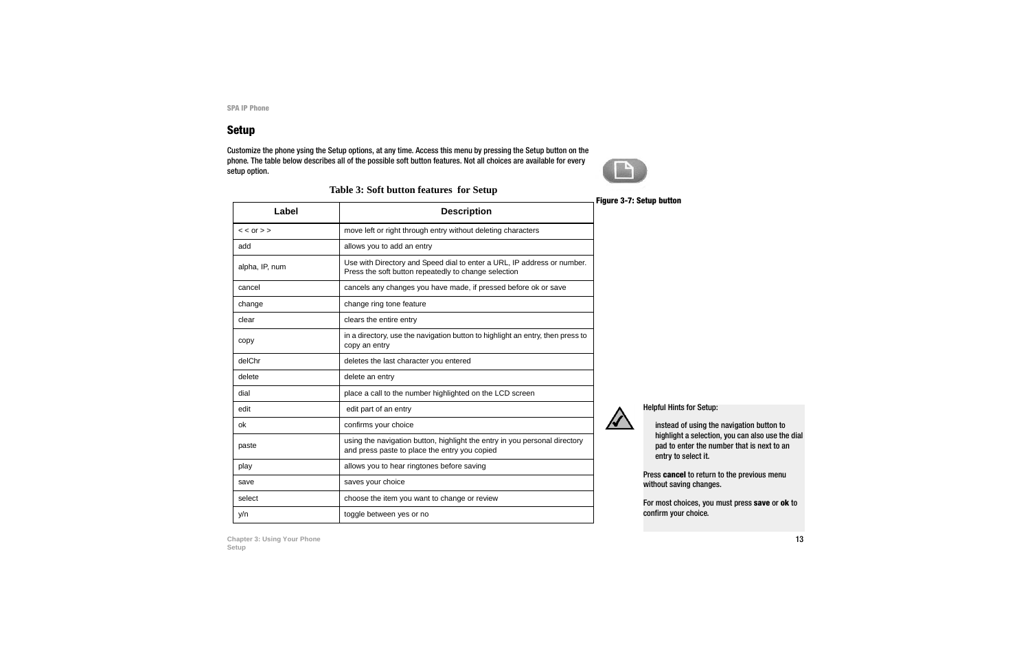## Setup

Customize the phone ysing the Setup options, at any time. Access this menu by pressing the Setup button on the phone. The table below describes all of the possible soft button features. Not all choices are available for every setup option.

Figure 3-7: Setup button

**Table 3: Soft button features for Setup**

| Label | Description |
|---|---|
| < < or > > | move left or right through entry without deleting characters |
| add | allows you to add an entry |
| alpha, IP, num | Use with Directory and Speed dial to enter a URL, IP address or number. Press the soft button repeatedly to change selection |
| cancel | cancels any changes you have made, if pressed before ok or save |
| change | change ring tone feature |
| clear | clears the entire entry |
| copy | in a directory, use the navigation button to highlight an entry, then press to copy an entry |
| delChr | deletes the last character you entered |
| delete | delete an entry |
| dial | place a call to the number highlighted on the LCD screen |
| edit | edit part of an entry |
| ok | confirms your choice |
| paste | using the navigation button, highlight the entry in you personal directory and press paste to place the entry you copied |
| play | allows you to hear ringtones before saving |
| save | saves your choice |
| select | choose the item you want to change or review |
| y/n | toggle between yes or no |

Helpful Hints for Setup:

instead of using the navigation button to highlight a selection, you can also use the dial pad to enter the number that is next to an entry to select it.

Press **cancel** to return to the previous menu without saving changes.

For most choices, you must press **save** or **ok** to confirm your choice.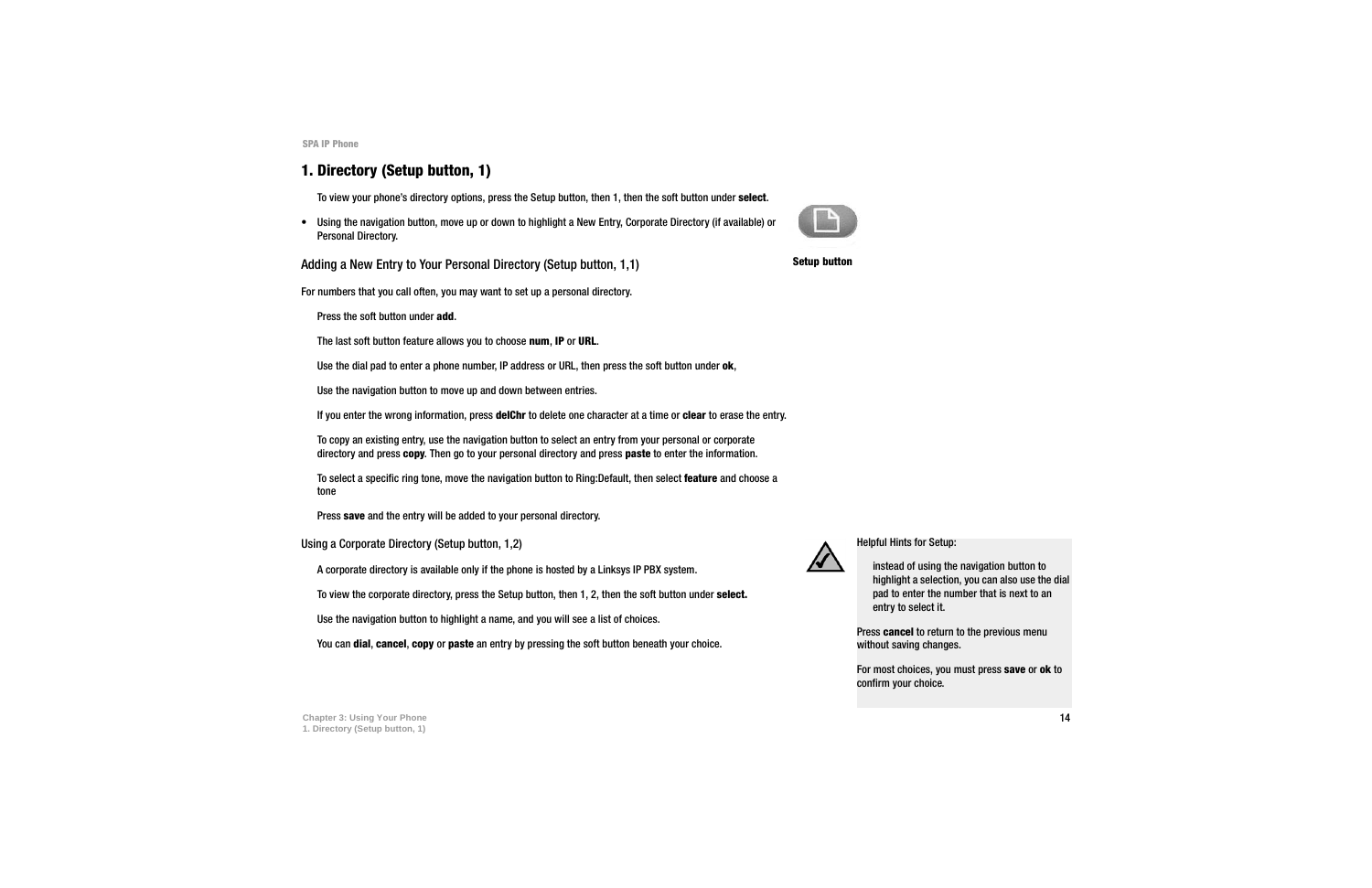## 1. Directory (Setup button, 1)

To view your phone's directory options, press the Setup button, then 1, then the soft button under **select**.

- Using the navigation button, move up or down to highlight a New Entry, Corporate Directory (if available) or Personal Directory.

**Setup button**

### Adding a New Entry to Your Personal Directory (Setup button, 1,1)

For numbers that you call often, you may want to set up a personal directory.

Press the soft button under **add**.

The last soft button feature allows you to choose **num**, **IP** or **URL**.

Use the dial pad to enter a phone number, IP address or URL, then press the soft button under **ok**,

Use the navigation button to move up and down between entries.

If you enter the wrong information, press **delChr** to delete one character at a time or **clear** to erase the entry.

To copy an existing entry, use the navigation button to select an entry from your personal or corporate directory and press **copy**. Then go to your personal directory and press **paste** to enter the information.

To select a specific ring tone, move the navigation button to Ring:Default, then select **feature** and choose a tone

Press **save** and the entry will be added to your personal directory.

### Using a Corporate Directory (Setup button, 1,2)

A corporate directory is available only if the phone is hosted by a Linksys IP PBX system.

To view the corporate directory, press the Setup button, then 1, 2, then the soft button under **select.**

Use the navigation button to highlight a name, and you will see a list of choices.

You can **dial**, **cancel**, **copy** or **paste** an entry by pressing the soft button beneath your choice.

Helpful Hints for Setup:

instead of using the navigation button to highlight a selection, you can also use the dial pad to enter the number that is next to an entry to select it.

Press **cancel** to return to the previous menu without saving changes.

For most choices, you must press **save** or **ok** to confirm your choice.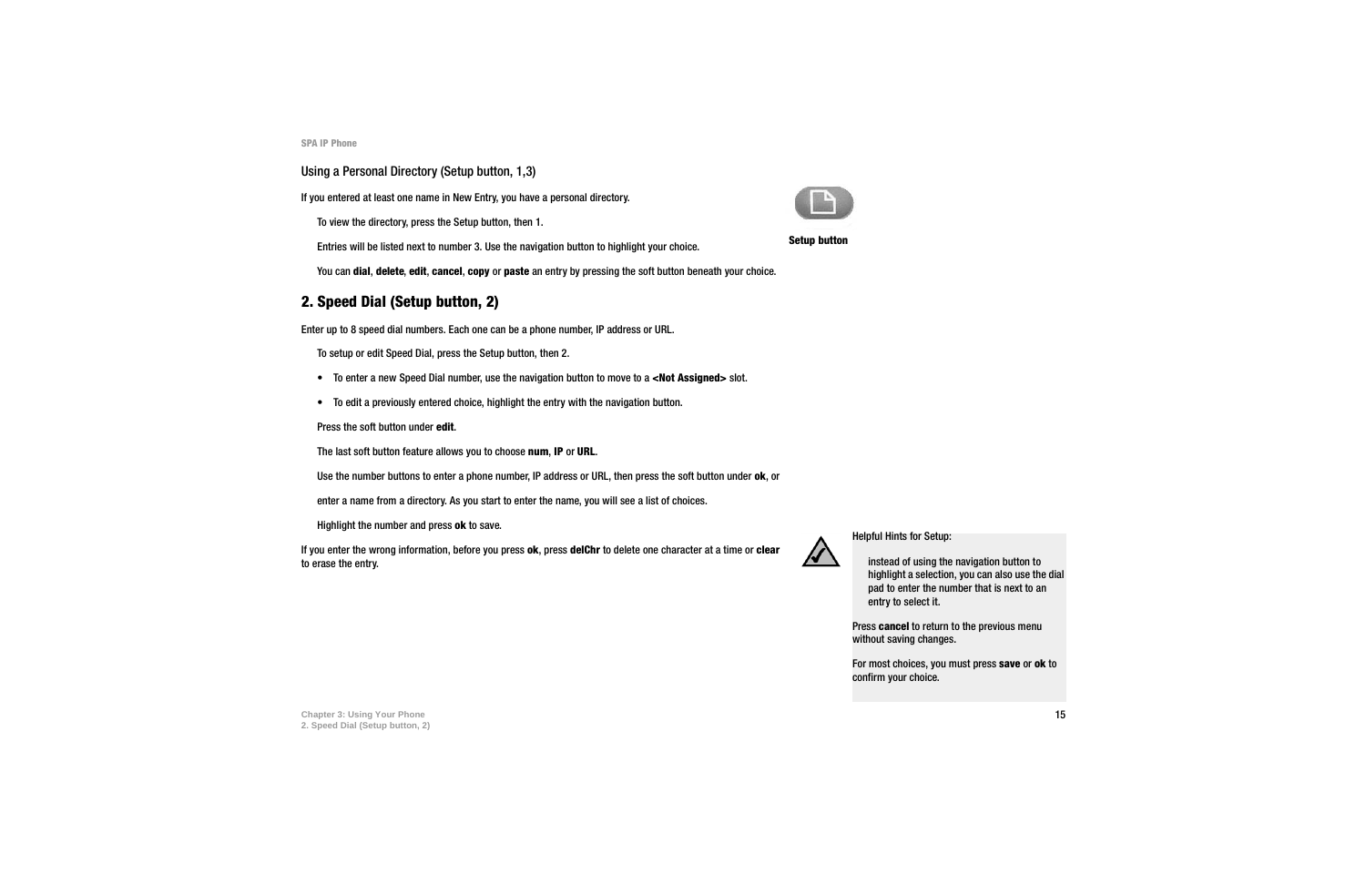### Using a Personal Directory (Setup button, 1,3)

If you entered at least one name in New Entry, you have a personal directory.

To view the directory, press the Setup button, then 1.

Entries will be listed next to number 3. Use the navigation button to highlight your choice.

You can **dial**, **delete**, **edit**, **cancel**, **copy** or **paste** an entry by pressing the soft button beneath your choice.

**Setup button**

## 2. Speed Dial (Setup button, 2)

Enter up to 8 speed dial numbers. Each one can be a phone number, IP address or URL.

To setup or edit Speed Dial, press the Setup button, then 2.

- To enter a new Speed Dial number, use the navigation button to move to a **<Not Assigned>** slot.
- To edit a previously entered choice, highlight the entry with the navigation button.

Press the soft button under **edit**.

The last soft button feature allows you to choose **num**, **IP** or **URL**.

Use the number buttons to enter a phone number, IP address or URL, then press the soft button under **ok**, or

enter a name from a directory. As you start to enter the name, you will see a list of choices.

Highlight the number and press **ok** to save.

If you enter the wrong information, before you press **ok**, press **delChr** to delete one character at a time or **clear** to erase the entry.

Helpful Hints for Setup:

instead of using the navigation button to highlight a selection, you can also use the dial pad to enter the number that is next to an entry to select it.

Press **cancel** to return to the previous menu without saving changes.

For most choices, you must press **save** or **ok** to confirm your choice.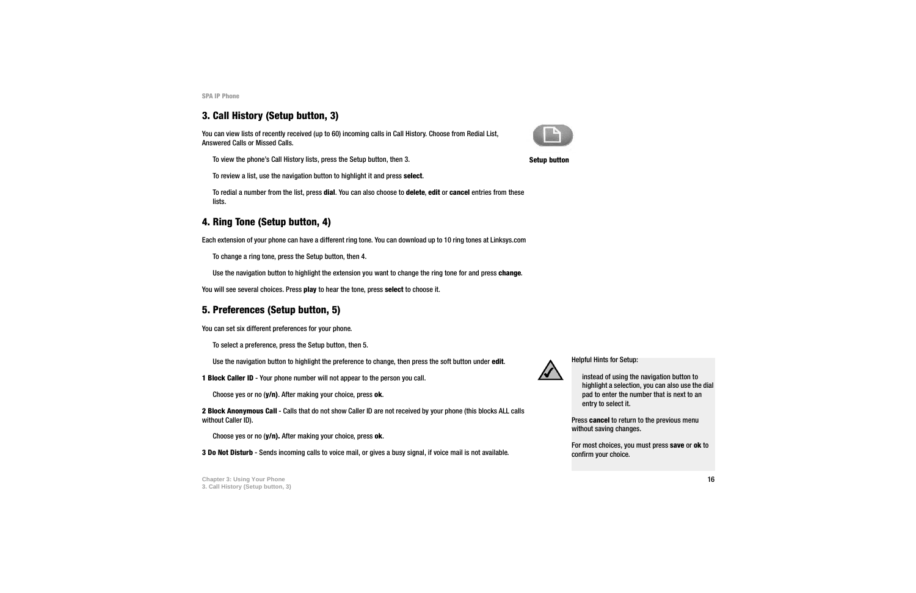## 3. Call History (Setup button, 3)

You can view lists of recently received (up to 60) incoming calls in Call History. Choose from Redial List, Answered Calls or Missed Calls.

To view the phone's Call History lists, press the Setup button, then 3.

To review a list, use the navigation button to highlight it and press **select**.

To redial a number from the list, press **dial**. You can also choose to **delete**, **edit** or **cancel** entries from these lists.

**Setup button**

## 4. Ring Tone (Setup button, 4)

Each extension of your phone can have a different ring tone. You can download up to 10 ring tones at Linksys.com

To change a ring tone, press the Setup button, then 4.

Use the navigation button to highlight the extension you want to change the ring tone for and press **change**.

You will see several choices. Press **play** to hear the tone, press **select** to choose it.

## 5. Preferences (Setup button, 5)

You can set six different preferences for your phone.

To select a preference, press the Setup button, then 5.

Use the navigation button to highlight the preference to change, then press the soft button under **edit**.

**1 Block Caller ID** - Your phone number will not appear to the person you call.

Choose yes or no (**y/n**). After making your choice, press **ok**.

**2 Block Anonymous Call** - Calls that do not show Caller ID are not received by your phone (this blocks ALL calls without Caller ID).

Choose yes or no (**y/n).** After making your choice, press **ok**.

**3 Do Not Disturb** - Sends incoming calls to voice mail, or gives a busy signal, if voice mail is not available.

Helpful Hints for Setup:

instead of using the navigation button to highlight a selection, you can also use the dial pad to enter the number that is next to an entry to select it.

Press **cancel** to return to the previous menu without saving changes.

For most choices, you must press **save** or **ok** to confirm your choice.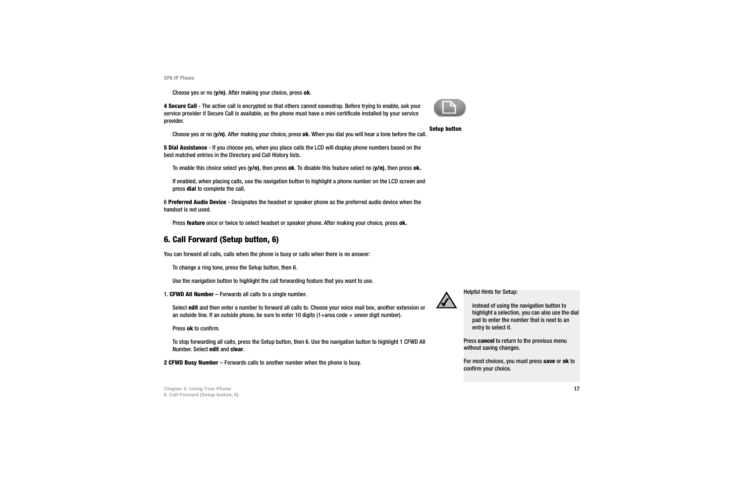Choose yes or no (**y/n)**. After making your choice, press **ok**.

**4 Secure Call** - The active call is encrypted so that others cannot eavesdrop. Before trying to enable, ask your service provider if Secure Call is available, as the phone must have a mini certificate installed by your service provider.

Choose yes or no (**y/n)**. After making your choice, press **ok**. When you dial you will hear a tone before the call.

**Setup button**

**5 Dial Assistance** - If you choose yes, when you place calls the LCD will display phone numbers based on the best matched entries in the Directory and Call History lists.

To enable this choice select yes (**y/n)**, then press **ok**. To disable this feature select no (**y/n)**, then press **ok.**

If enabled, when placing calls, use the navigation button to highlight a phone number on the LCD screen and press **dial** to complete the call.

6 **Preferred Audio Device** - Designates the headset or speaker phone as the preferred audio device when the handset is not used.

Press **feature** once or twice to select headset or speaker phone. After making your choice, press **ok.**

## 6. Call Forward (Setup button, 6)

You can forward all calls, calls when the phone is busy or calls when there is no answer:

To change a ring tone, press the Setup button, then 6.

Use the navigation button to highlight the call forwarding feature that you want to use.

1. **CFWD All Number** – Forwards all calls to a single number.

Select **edit** and then enter a number to forward all calls to. Choose your voice mail box, another extension or an outside line. If an outside phone, be sure to enter 10 digits (1+area code + seven digit number).

Press **ok** to confirm.

To stop forwarding all calls, press the Setup button, then 6. Use the navigation button to highlight 1 CFWD All Number. Select **edit** and **clear**.

**2 CFWD Busy Number** – Forwards calls to another number when the phone is busy.

Helpful Hints for Setup:

instead of using the navigation button to highlight a selection, you can also use the dial pad to enter the number that is next to an entry to select it.

Press **cancel** to return to the previous menu without saving changes.

For most choices, you must press **save** or **ok** to confirm your choice.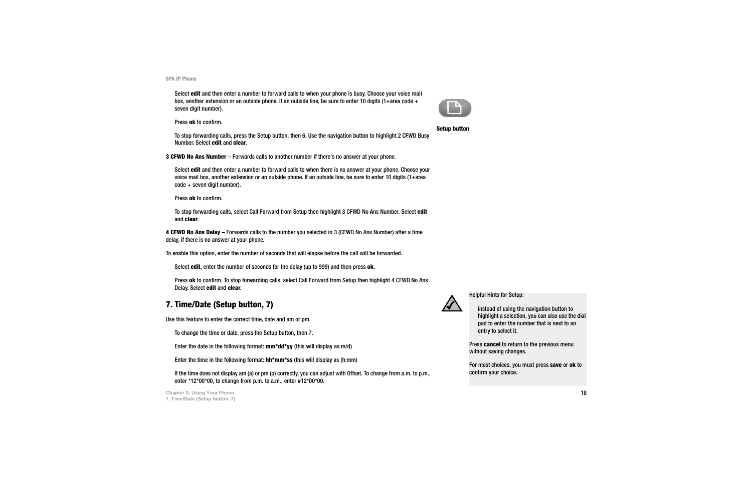Select **edit** and then enter a number to forward calls to when your phone is busy. Choose your voice mail box, another extension or an outside phone. If an outside line, be sure to enter 10 digits (1+area code + seven digit number).

Press **ok** to confirm.

To stop forwarding calls, press the Setup button, then 6. Use the navigation button to highlight 2 CFWD Busy Number. Select **edit** and **clear**.

**Setup button**

**3 CFWD No Ans Number** – Forwards calls to another number if there's no answer at your phone.

Select **edit** and then enter a number to forward calls to when there is no answer at your phone. Choose your voice mail box, another extension or an outside phone. If an outside line, be sure to enter 10 digits (1+area code + seven digit number).

Press **ok** to confirm.

To stop forwarding calls, select Call Forward from Setup then highlight 3 CFWD No Ans Number. Select **edit** and **clear**.

**4 CFWD No Ans Delay** – Forwards calls to the number you selected in 3 (CFWD No Ans Number) after a time delay, if there is no answer at your phone.

To enable this option, enter the number of seconds that will elapse before the call will be forwarded.

Select **edit**, enter the number of seconds for the delay (up to 999) and then press **ok**.

Press **ok** to confirm. To stop forwarding calls, select Call Forward from Setup then highlight 4 CFWD No Ans Delay. Select **edit** and **clear**.

## 7. Time/Date (Setup button, 7)

Use this feature to enter the correct time, date and am or pm.

To change the time or date, press the Setup button, then 7.

Enter the date in the following format: **mm*dd*yy** (this will display as m/d)

Enter the time in the following format: **hh*mm*ss** (this will display as (h:mm)

If the time does not display am (a) or pm (p) correctly, you can adjust with Offset. To change from a.m. to p.m., enter *12*00*00, to change from p.m. to a.m., enter #12*00*00.

Helpful Hints for Setup:

instead of using the navigation button to highlight a selection, you can also use the dial pad to enter the number that is next to an entry to select it.

Press **cancel** to return to the previous menu without saving changes.

For most choices, you must press **save** or **ok** to confirm your choice.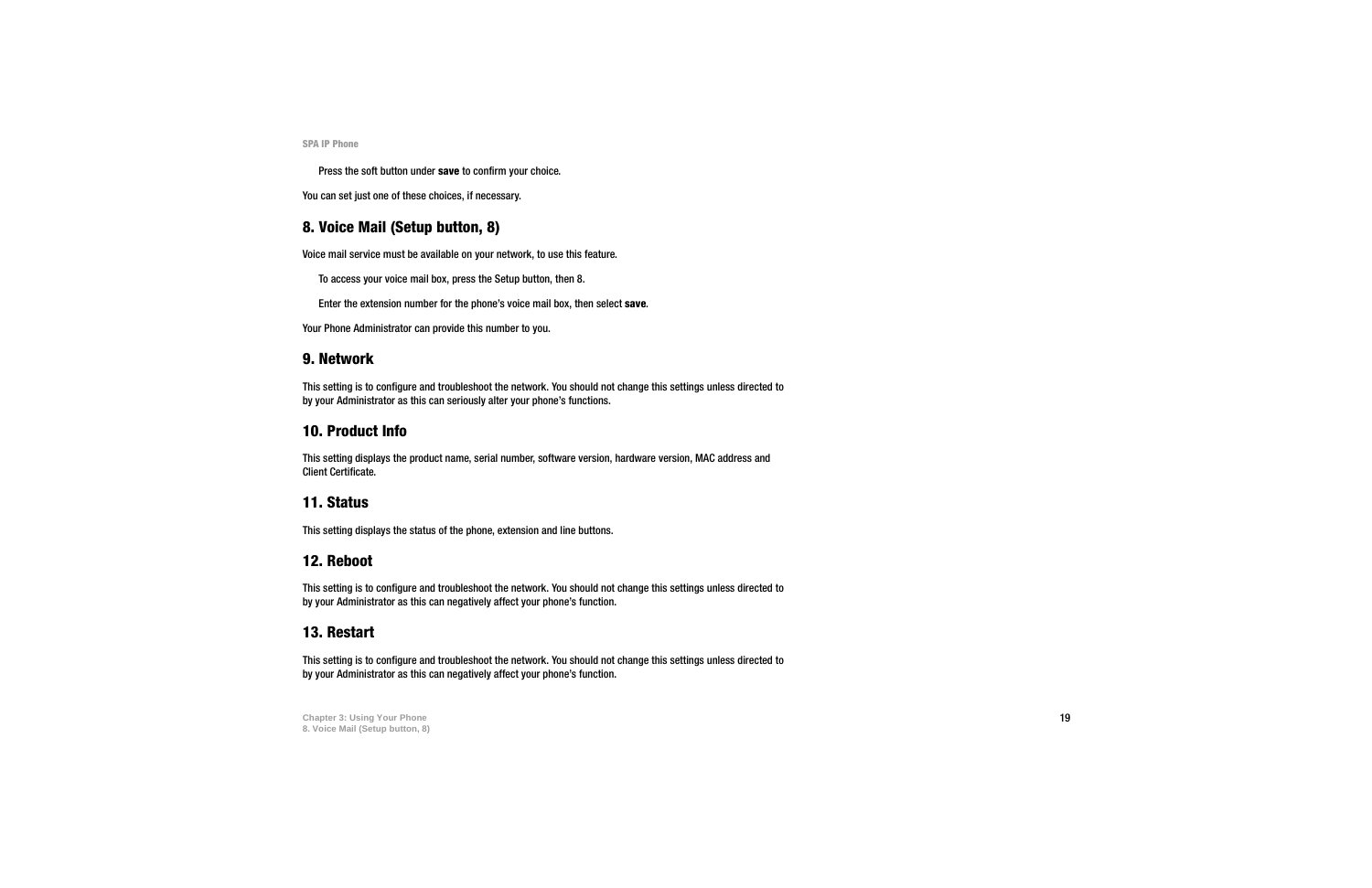Press the soft button under **save** to confirm your choice.

You can set just one of these choices, if necessary.

## 8. Voice Mail (Setup button, 8)

Voice mail service must be available on your network, to use this feature.

To access your voice mail box, press the Setup button, then 8.

Enter the extension number for the phone's voice mail box, then select **save**.

Your Phone Administrator can provide this number to you.

## 9. Network

This setting is to configure and troubleshoot the network. You should not change this settings unless directed to by your Administrator as this can seriously alter your phone's functions.

## 10. Product Info

This setting displays the product name, serial number, software version, hardware version, MAC address and Client Certificate.

## 11. Status

This setting displays the status of the phone, extension and line buttons.

## 12. Reboot

This setting is to configure and troubleshoot the network. You should not change this settings unless directed to by your Administrator as this can negatively affect your phone's function.

## 13. Restart

This setting is to configure and troubleshoot the network. You should not change this settings unless directed to by your Administrator as this can negatively affect your phone's function.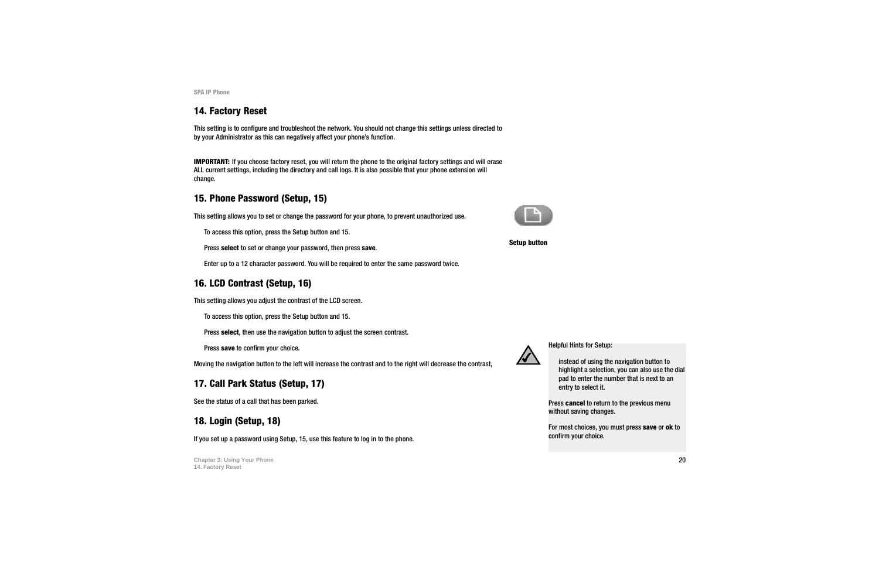## 14. Factory Reset

This setting is to configure and troubleshoot the network. You should not change this settings unless directed to by your Administrator as this can negatively affect your phone's function.

**IMPORTANT:** If you choose factory reset, you will return the phone to the original factory settings and will erase ALL current settings, including the directory and call logs. It is also possible that your phone extension will change.

## 15. Phone Password (Setup, 15)

This setting allows you to set or change the password for your phone, to prevent unauthorized use.

To access this option, press the Setup button and 15.

Press **select** to set or change your password, then press **save**.

Enter up to a 12 character password. You will be required to enter the same password twice.

**Setup button**

## 16. LCD Contrast (Setup, 16)

This setting allows you adjust the contrast of the LCD screen.

To access this option, press the Setup button and 15.

Press **select**, then use the navigation button to adjust the screen contrast.

Press **save** to confirm your choice.

Moving the navigation button to the left will increase the contrast and to the right will decrease the contrast,

## 17. Call Park Status (Setup, 17)

See the status of a call that has been parked.

## 18. Login (Setup, 18)

If you set up a password using Setup, 15, use this feature to log in to the phone.

Helpful Hints for Setup:

instead of using the navigation button to highlight a selection, you can also use the dial pad to enter the number that is next to an entry to select it.

Press **cancel** to return to the previous menu without saving changes.

For most choices, you must press **save** or **ok** to confirm your choice.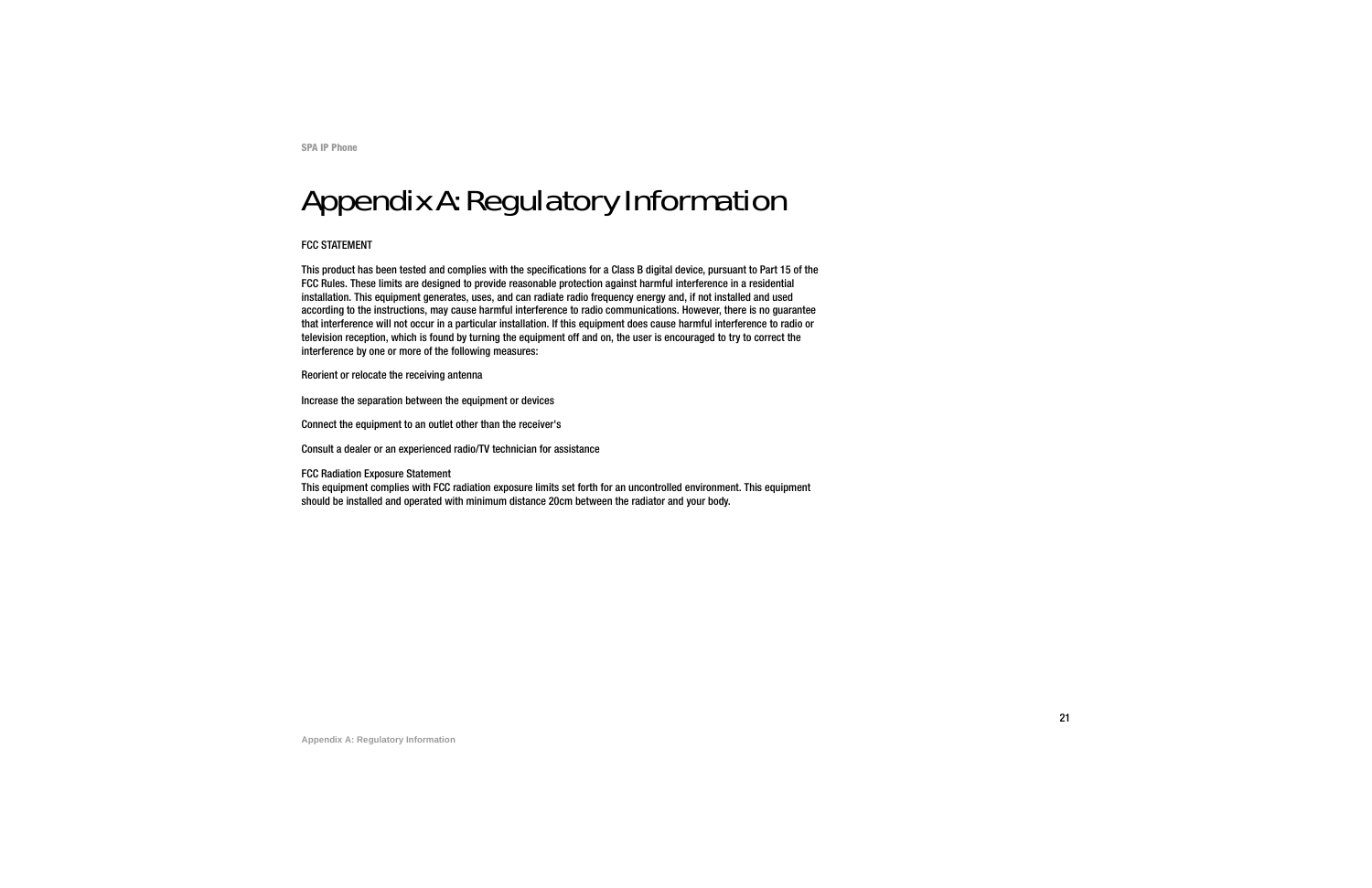# Appendix A: Regulatory Information

FCC STATEMENT

This product has been tested and complies with the specifications for a Class B digital device, pursuant to Part 15 of the FCC Rules. These limits are designed to provide reasonable protection against harmful interference in a residential installation. This equipment generates, uses, and can radiate radio frequency energy and, if not installed and used according to the instructions, may cause harmful interference to radio communications. However, there is no guarantee that interference will not occur in a particular installation. If this equipment does cause harmful interference to radio or television reception, which is found by turning the equipment off and on, the user is encouraged to try to correct the interference by one or more of the following measures:

Reorient or relocate the receiving antenna

Increase the separation between the equipment or devices

Connect the equipment to an outlet other than the receiver's

Consult a dealer or an experienced radio/TV technician for assistance

FCC Radiation Exposure Statement
This equipment complies with FCC radiation exposure limits set forth for an uncontrolled environment. This equipment should be installed and operated with minimum distance 20cm between the radiator and your body.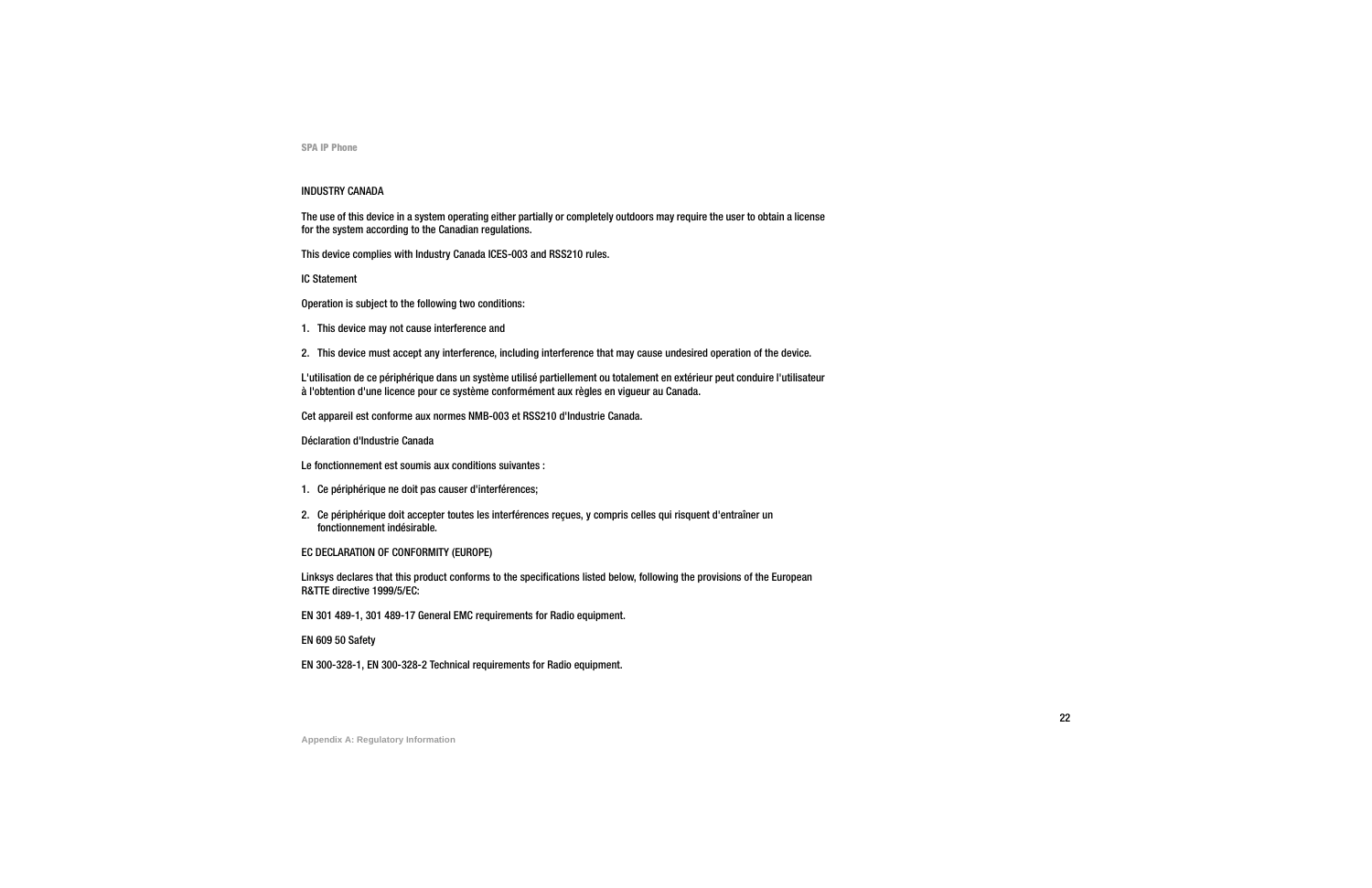## INDUSTRY CANADA

The use of this device in a system operating either partially or completely outdoors may require the user to obtain a license for the system according to the Canadian regulations.

This device complies with Industry Canada ICES-003 and RSS210 rules.

IC Statement

Operation is subject to the following two conditions:

1. This device may not cause interference and
2. This device must accept any interference, including interference that may cause undesired operation of the device.

L'utilisation de ce périphérique dans un système utilisé partiellement ou totalement en extérieur peut conduire l'utilisateur à l'obtention d'une licence pour ce système conformément aux règles en vigueur au Canada.

Cet appareil est conforme aux normes NMB-003 et RSS210 d'Industrie Canada.

Déclaration d'Industrie Canada

Le fonctionnement est soumis aux conditions suivantes :

1. Ce périphérique ne doit pas causer d'interférences;
2. Ce périphérique doit accepter toutes les interférences reçues, y compris celles qui risquent d'entraîner un fonctionnement indésirable.

## EC DECLARATION OF CONFORMITY (EUROPE)

Linksys declares that this product conforms to the specifications listed below, following the provisions of the European R&TTE directive 1999/5/EC:

EN 301 489-1, 301 489-17 General EMC requirements for Radio equipment.

EN 609 50 Safety

EN 300-328-1, EN 300-328-2 Technical requirements for Radio equipment.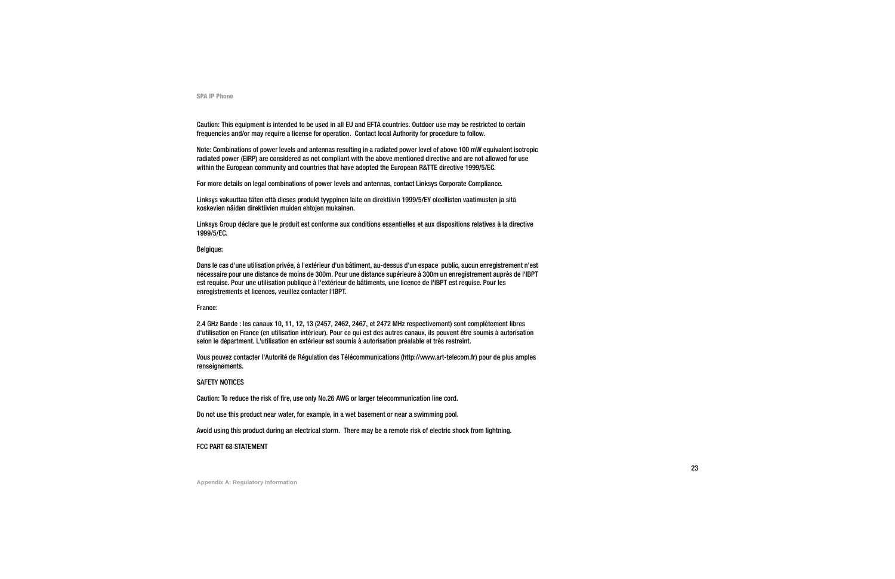Caution: This equipment is intended to be used in all EU and EFTA countries. Outdoor use may be restricted to certain frequencies and/or may require a license for operation. Contact local Authority for procedure to follow.

Note: Combinations of power levels and antennas resulting in a radiated power level of above 100 mW equivalent isotropic radiated power (EIRP) are considered as not compliant with the above mentioned directive and are not allowed for use within the European community and countries that have adopted the European R&TTE directive 1999/5/EC.

For more details on legal combinations of power levels and antennas, contact Linksys Corporate Compliance.

Linksys vakuuttaa täten että dieses produkt tyyppinen laite on direktiivin 1999/5/EY oleellisten vaatimusten ja sitä koskevien näiden direktiivien muiden ehtojen mukainen.

Linksys Group déclare que le produit est conforme aux conditions essentielles et aux dispositions relatives à la directive 1999/5/EC.

Belgique:

Dans le cas d'une utilisation privée, à l'extérieur d'un bâtiment, au-dessus d'un espace public, aucun enregistrement n'est nécessaire pour une distance de moins de 300m. Pour une distance supérieure à 300m un enregistrement auprès de l'IBPT est requise. Pour une utilisation publique à l'extérieur de bâtiments, une licence de l'IBPT est requise. Pour les enregistrements et licences, veuillez contacter l'IBPT.

France:

2.4 GHz Bande : les canaux 10, 11, 12, 13 (2457, 2462, 2467, et 2472 MHz respectivement) sont complétement libres d'utilisation en France (en utilisation intérieur). Pour ce qui est des autres canaux, ils peuvent être soumis à autorisation selon le départment. L'utilisation en extérieur est soumis à autorisation préalable et très restreint.

Vous pouvez contacter l'Autorité de Régulation des Télécommunications (http://www.art-telecom.fr) pour de plus amples renseignements.

SAFETY NOTICES

Caution: To reduce the risk of fire, use only No.26 AWG or larger telecommunication line cord.

Do not use this product near water, for example, in a wet basement or near a swimming pool.

Avoid using this product during an electrical storm. There may be a remote risk of electric shock from lightning.

FCC PART 68 STATEMENT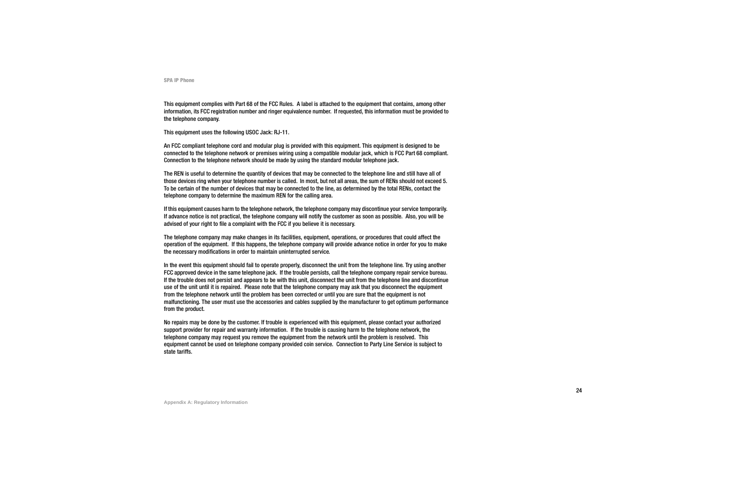This equipment complies with Part 68 of the FCC Rules. A label is attached to the equipment that contains, among other information, its FCC registration number and ringer equivalence number. If requested, this information must be provided to the telephone company.

This equipment uses the following USOC Jack: RJ-11.

An FCC compliant telephone cord and modular plug is provided with this equipment. This equipment is designed to be connected to the telephone network or premises wiring using a compatible modular jack, which is FCC Part 68 compliant. Connection to the telephone network should be made by using the standard modular telephone jack.

The REN is useful to determine the quantity of devices that may be connected to the telephone line and still have all of those devices ring when your telephone number is called. In most, but not all areas, the sum of RENs should not exceed 5. To be certain of the number of devices that may be connected to the line, as determined by the total RENs, contact the telephone company to determine the maximum REN for the calling area.

If this equipment causes harm to the telephone network, the telephone company may discontinue your service temporarily. If advance notice is not practical, the telephone company will notify the customer as soon as possible. Also, you will be advised of your right to file a complaint with the FCC if you believe it is necessary.

The telephone company may make changes in its facilities, equipment, operations, or procedures that could affect the operation of the equipment. If this happens, the telephone company will provide advance notice in order for you to make the necessary modifications in order to maintain uninterrupted service.

In the event this equipment should fail to operate properly, disconnect the unit from the telephone line. Try using another FCC approved device in the same telephone jack. If the trouble persists, call the telephone company repair service bureau. If the trouble does not persist and appears to be with this unit, disconnect the unit from the telephone line and discontinue use of the unit until it is repaired. Please note that the telephone company may ask that you disconnect the equipment from the telephone network until the problem has been corrected or until you are sure that the equipment is not malfunctioning. The user must use the accessories and cables supplied by the manufacturer to get optimum performance from the product.

No repairs may be done by the customer. If trouble is experienced with this equipment, please contact your authorized support provider for repair and warranty information. If the trouble is causing harm to the telephone network, the telephone company may request you remove the equipment from the network until the problem is resolved. This equipment cannot be used on telephone company provided coin service. Connection to Party Line Service is subject to state tariffs.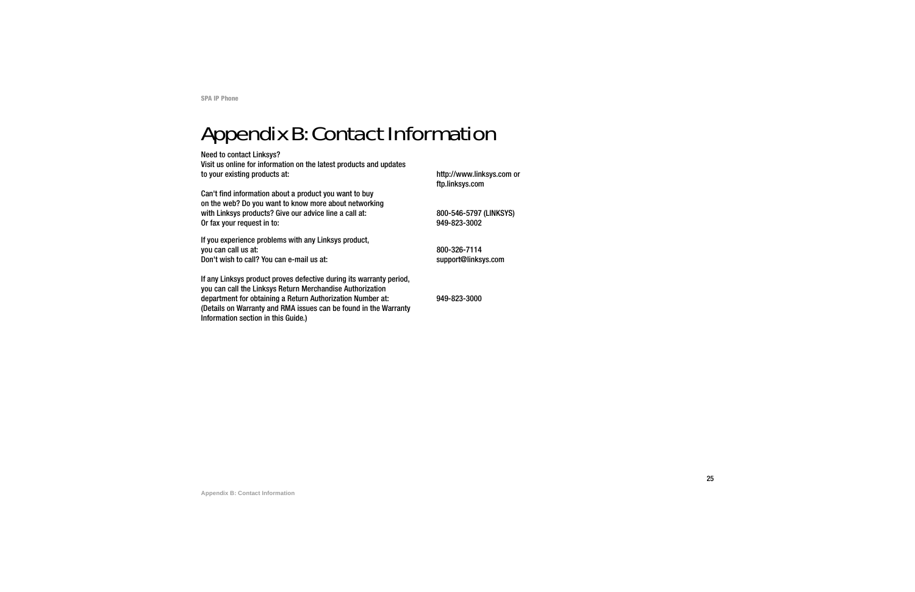# Appendix B: Contact Information

Need to contact Linksys?

| | |
|---|---|
| Visit us online for information on the latest products and updates to your existing products at: | http://www.linksys.com or ftp.linksys.com |
| Can't find information about a product you want to buy on the web? Do you want to know more about networking with Linksys products? Give our advice line a call at: | 800-546-5797 (LINKSYS) |
| Or fax your request in to: | 949-823-3002 |
| If you experience problems with any Linksys product, you can call us at: | 800-326-7114 |
| Don't wish to call? You can e-mail us at: | support@linksys.com |
| If any Linksys product proves defective during its warranty period, you can call the Linksys Return Merchandise Authorization department for obtaining a Return Authorization Number at: (Details on Warranty and RMA issues can be found in the Warranty Information section in this Guide.) | 949-823-3000 |